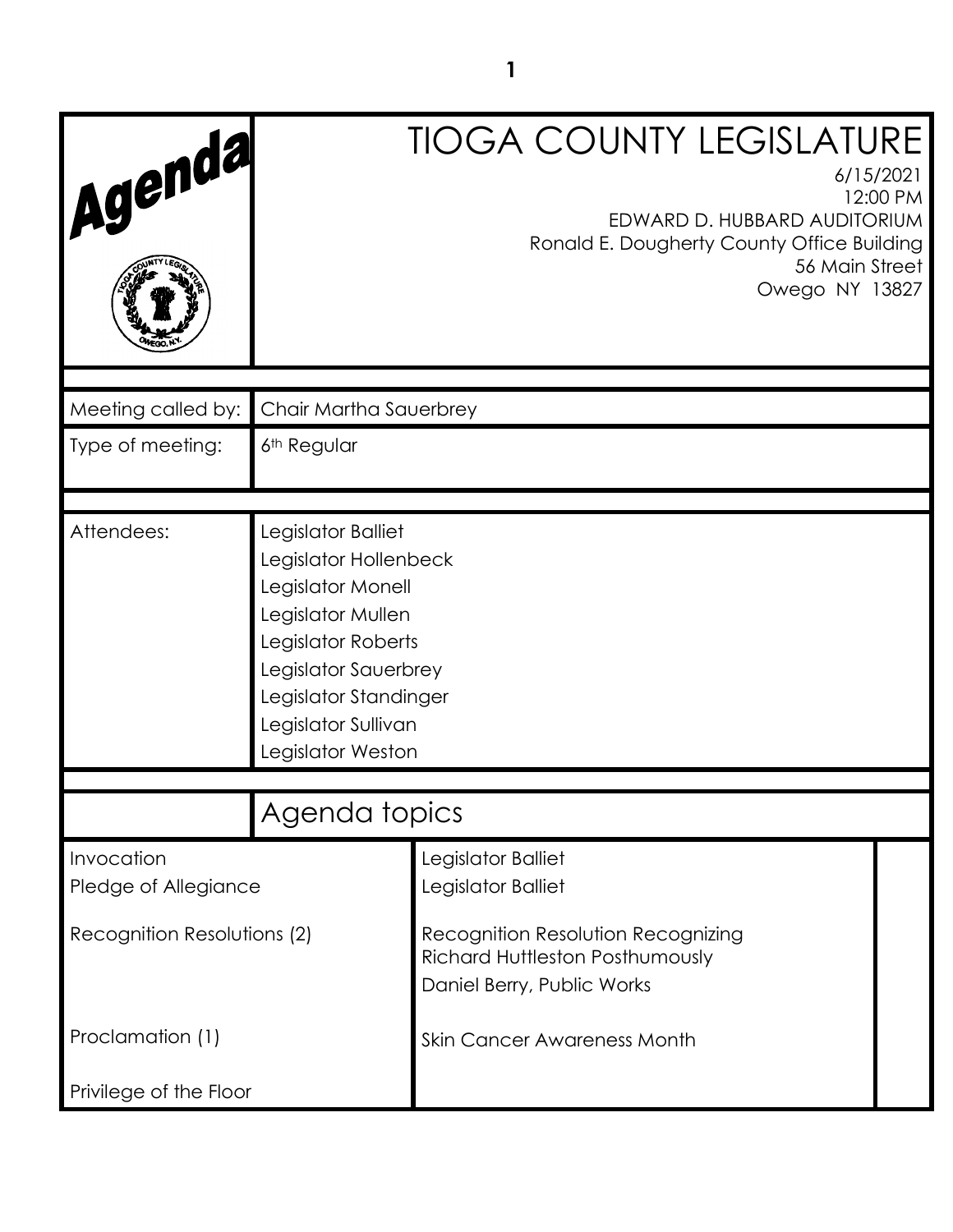# Agenda

# TIOGA COUNTY LEGISLATURE

6/15/2021
12:00 PM
EDWARD D. HUBBARD AUDITORIUM
Ronald E. Dougherty County Office Building
56 Main Street
Owego NY 13827

| | |
|---|---|
| Meeting called by: | Chair Martha Sauerbrey |
| Type of meeting: | 6th Regular |

| | |
|---|---|
| Attendees: | Legislator Balliet<br>Legislator Hollenbeck<br>Legislator Monell<br>Legislator Mullen<br>Legislator Roberts<br>Legislator Sauerbrey<br>Legislator Standinger<br>Legislator Sullivan<br>Legislator Weston |

## Agenda topics

| | |
|---|---|
| Invocation | Legislator Balliet |
| Pledge of Allegiance | Legislator Balliet |
| Recognition Resolutions (2) | Recognition Resolution Recognizing Richard Huttleston Posthumously<br>Daniel Berry, Public Works |
| Proclamation (1) | Skin Cancer Awareness Month |
| Privilege of the Floor | |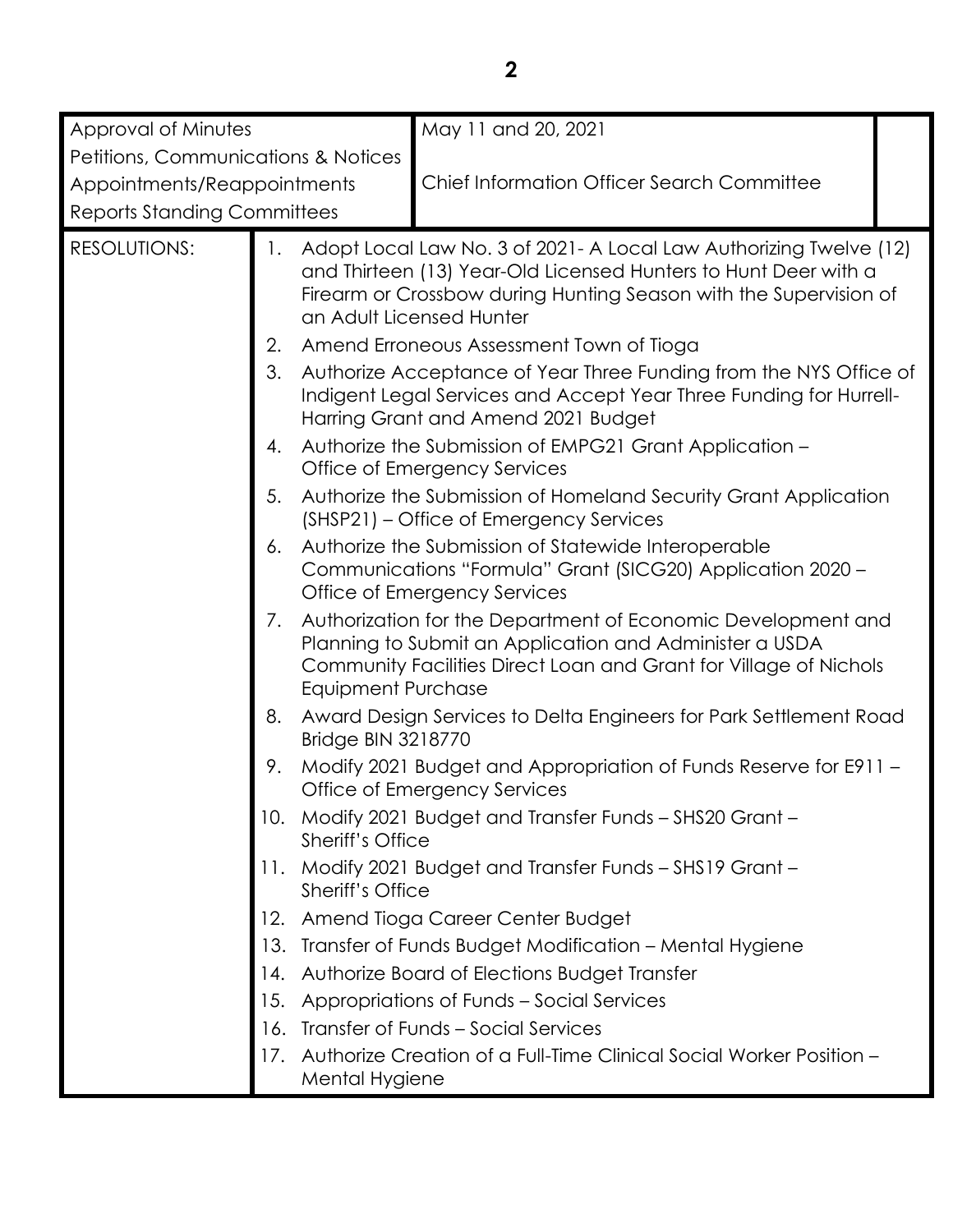| Approval of Minutes | May 11 and 20, 2021 | |
|---|---|---|
| Petitions, Communications & Notices | | |
| Appointments/Reappointments | Chief Information Officer Search Committee | |
| Reports Standing Committees | | |

| RESOLUTIONS: | |
|---|---|
| | 1. Adopt Local Law No. 3 of 2021- A Local Law Authorizing Twelve (12) and Thirteen (13) Year-Old Licensed Hunters to Hunt Deer with a Firearm or Crossbow during Hunting Season with the Supervision of an Adult Licensed Hunter |
| | 2. Amend Erroneous Assessment Town of Tioga |
| | 3. Authorize Acceptance of Year Three Funding from the NYS Office of Indigent Legal Services and Accept Year Three Funding for Hurrell-Harring Grant and Amend 2021 Budget |
| | 4. Authorize the Submission of EMPG21 Grant Application – Office of Emergency Services |
| | 5. Authorize the Submission of Homeland Security Grant Application (SHSP21) – Office of Emergency Services |
| | 6. Authorize the Submission of Statewide Interoperable Communications "Formula" Grant (SICG20) Application 2020 – Office of Emergency Services |
| | 7. Authorization for the Department of Economic Development and Planning to Submit an Application and Administer a USDA Community Facilities Direct Loan and Grant for Village of Nichols Equipment Purchase |
| | 8. Award Design Services to Delta Engineers for Park Settlement Road Bridge BIN 3218770 |
| | 9. Modify 2021 Budget and Appropriation of Funds Reserve for E911 – Office of Emergency Services |
| | 10. Modify 2021 Budget and Transfer Funds – SHS20 Grant – Sheriff's Office |
| | 11. Modify 2021 Budget and Transfer Funds – SHS19 Grant – Sheriff's Office |
| | 12. Amend Tioga Career Center Budget |
| | 13. Transfer of Funds Budget Modification – Mental Hygiene |
| | 14. Authorize Board of Elections Budget Transfer |
| | 15. Appropriations of Funds – Social Services |
| | 16. Transfer of Funds – Social Services |
| | 17. Authorize Creation of a Full-Time Clinical Social Worker Position – Mental Hygiene |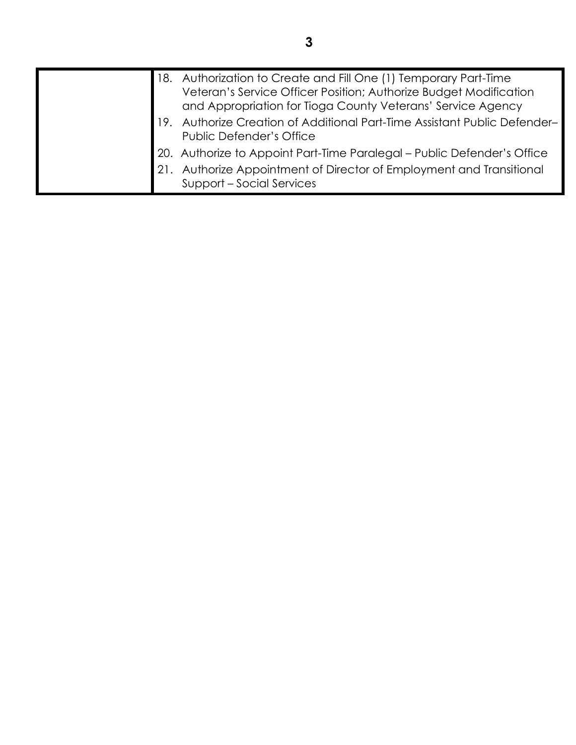| | |
|---|---|
| | 18. Authorization to Create and Fill One (1) Temporary Part-Time Veteran's Service Officer Position; Authorize Budget Modification and Appropriation for Tioga County Veterans' Service Agency<br>19. Authorize Creation of Additional Part-Time Assistant Public Defender– Public Defender's Office<br>20. Authorize to Appoint Part-Time Paralegal – Public Defender's Office<br>21. Authorize Appointment of Director of Employment and Transitional Support – Social Services |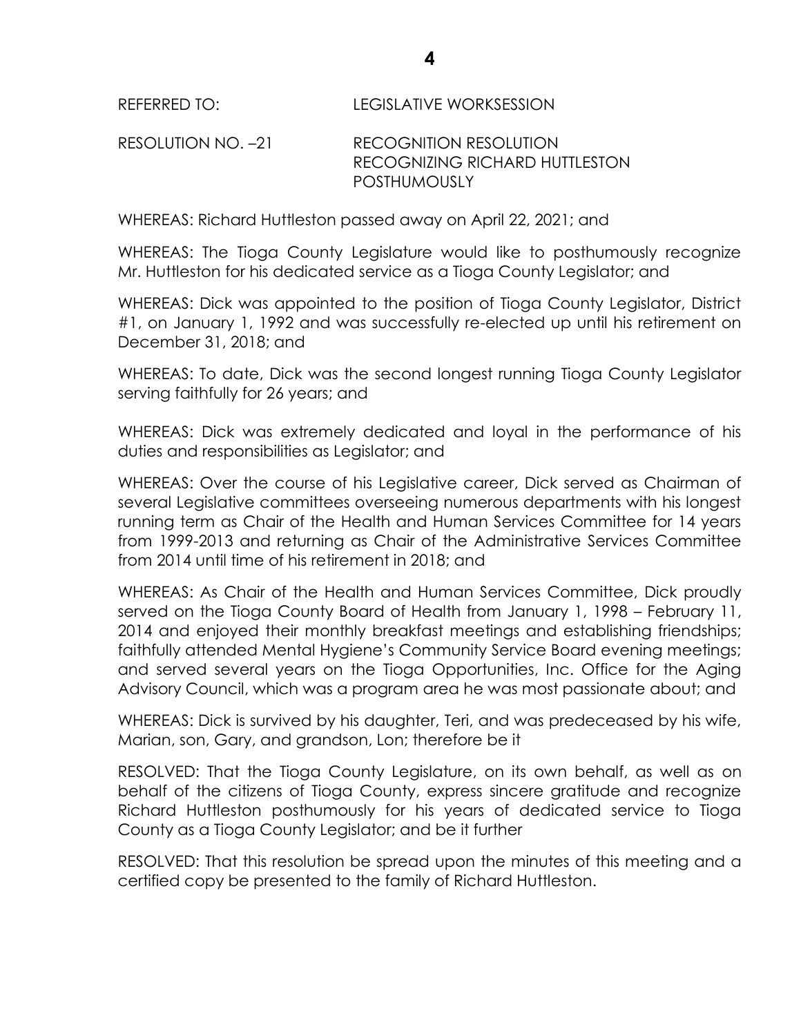REFERRED TO: LEGISLATIVE WORKSESSION

RESOLUTION NO. –21 RECOGNITION RESOLUTION
RECOGNIZING RICHARD HUTTLESTON POSTHUMOUSLY

WHEREAS: Richard Huttleston passed away on April 22, 2021; and

WHEREAS: The Tioga County Legislature would like to posthumously recognize Mr. Huttleston for his dedicated service as a Tioga County Legislator; and

WHEREAS: Dick was appointed to the position of Tioga County Legislator, District #1, on January 1, 1992 and was successfully re-elected up until his retirement on December 31, 2018; and

WHEREAS: To date, Dick was the second longest running Tioga County Legislator serving faithfully for 26 years; and

WHEREAS: Dick was extremely dedicated and loyal in the performance of his duties and responsibilities as Legislator; and

WHEREAS: Over the course of his Legislative career, Dick served as Chairman of several Legislative committees overseeing numerous departments with his longest running term as Chair of the Health and Human Services Committee for 14 years from 1999-2013 and returning as Chair of the Administrative Services Committee from 2014 until time of his retirement in 2018; and

WHEREAS: As Chair of the Health and Human Services Committee, Dick proudly served on the Tioga County Board of Health from January 1, 1998 – February 11, 2014 and enjoyed their monthly breakfast meetings and establishing friendships; faithfully attended Mental Hygiene's Community Service Board evening meetings; and served several years on the Tioga Opportunities, Inc. Office for the Aging Advisory Council, which was a program area he was most passionate about; and

WHEREAS: Dick is survived by his daughter, Teri, and was predeceased by his wife, Marian, son, Gary, and grandson, Lon; therefore be it

RESOLVED: That the Tioga County Legislature, on its own behalf, as well as on behalf of the citizens of Tioga County, express sincere gratitude and recognize Richard Huttleston posthumously for his years of dedicated service to Tioga County as a Tioga County Legislator; and be it further

RESOLVED: That this resolution be spread upon the minutes of this meeting and a certified copy be presented to the family of Richard Huttleston.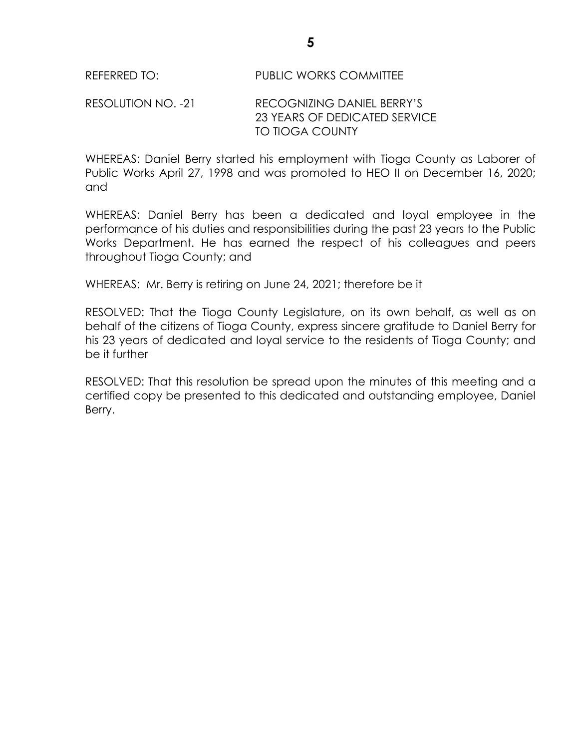REFERRED TO: PUBLIC WORKS COMMITTEE

RESOLUTION NO. -21 RECOGNIZING DANIEL BERRY'S 23 YEARS OF DEDICATED SERVICE TO TIOGA COUNTY

WHEREAS: Daniel Berry started his employment with Tioga County as Laborer of Public Works April 27, 1998 and was promoted to HEO II on December 16, 2020; and

WHEREAS: Daniel Berry has been a dedicated and loyal employee in the performance of his duties and responsibilities during the past 23 years to the Public Works Department. He has earned the respect of his colleagues and peers throughout Tioga County; and

WHEREAS: Mr. Berry is retiring on June 24, 2021; therefore be it

RESOLVED: That the Tioga County Legislature, on its own behalf, as well as on behalf of the citizens of Tioga County, express sincere gratitude to Daniel Berry for his 23 years of dedicated and loyal service to the residents of Tioga County; and be it further

RESOLVED: That this resolution be spread upon the minutes of this meeting and a certified copy be presented to this dedicated and outstanding employee, Daniel Berry.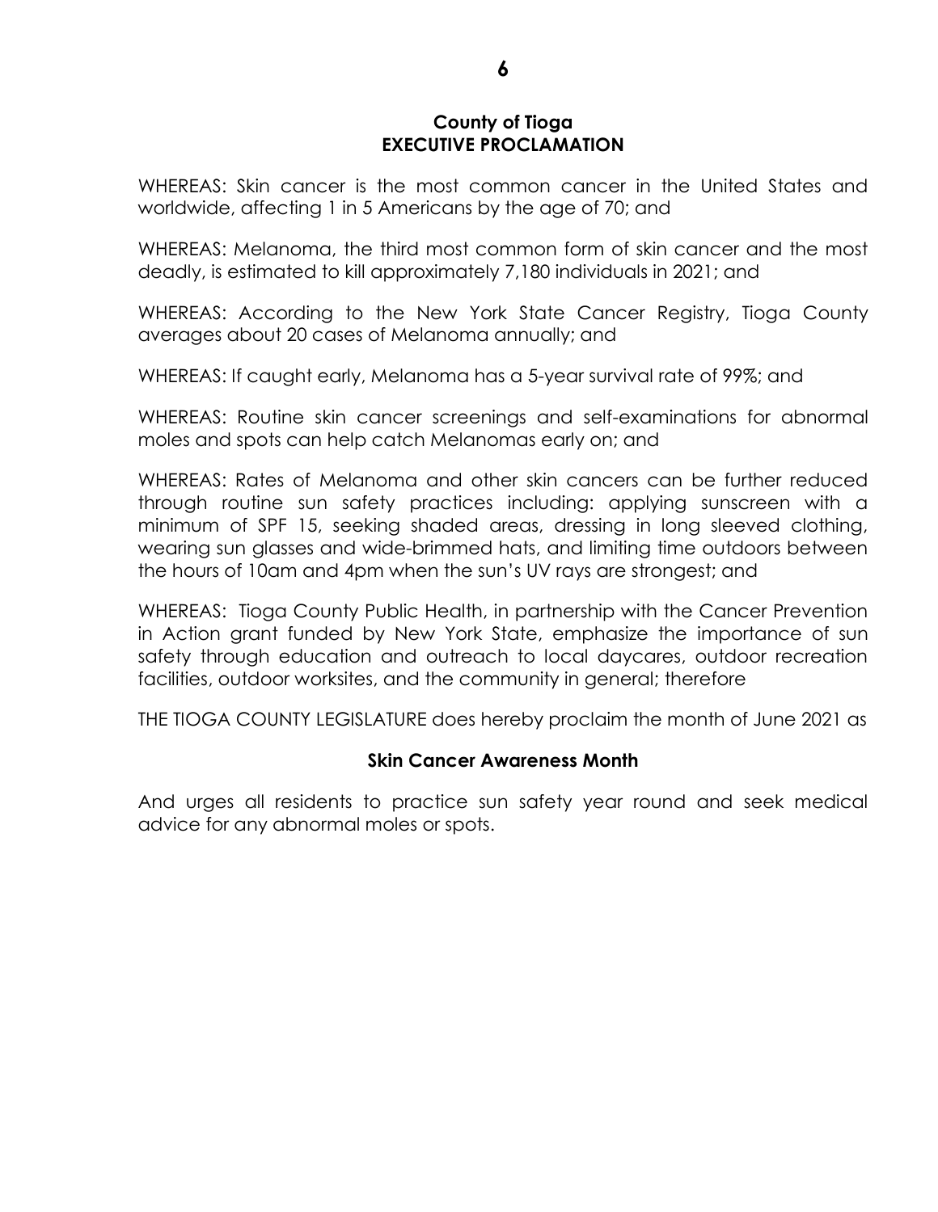**County of Tioga**
**EXECUTIVE PROCLAMATION**

WHEREAS: Skin cancer is the most common cancer in the United States and worldwide, affecting 1 in 5 Americans by the age of 70; and

WHEREAS: Melanoma, the third most common form of skin cancer and the most deadly, is estimated to kill approximately 7,180 individuals in 2021; and

WHEREAS: According to the New York State Cancer Registry, Tioga County averages about 20 cases of Melanoma annually; and

WHEREAS: If caught early, Melanoma has a 5-year survival rate of 99%; and

WHEREAS: Routine skin cancer screenings and self-examinations for abnormal moles and spots can help catch Melanomas early on; and

WHEREAS: Rates of Melanoma and other skin cancers can be further reduced through routine sun safety practices including: applying sunscreen with a minimum of SPF 15, seeking shaded areas, dressing in long sleeved clothing, wearing sun glasses and wide-brimmed hats, and limiting time outdoors between the hours of 10am and 4pm when the sun's UV rays are strongest; and

WHEREAS: Tioga County Public Health, in partnership with the Cancer Prevention in Action grant funded by New York State, emphasize the importance of sun safety through education and outreach to local daycares, outdoor recreation facilities, outdoor worksites, and the community in general; therefore

THE TIOGA COUNTY LEGISLATURE does hereby proclaim the month of June 2021 as

**Skin Cancer Awareness Month**

And urges all residents to practice sun safety year round and seek medical advice for any abnormal moles or spots.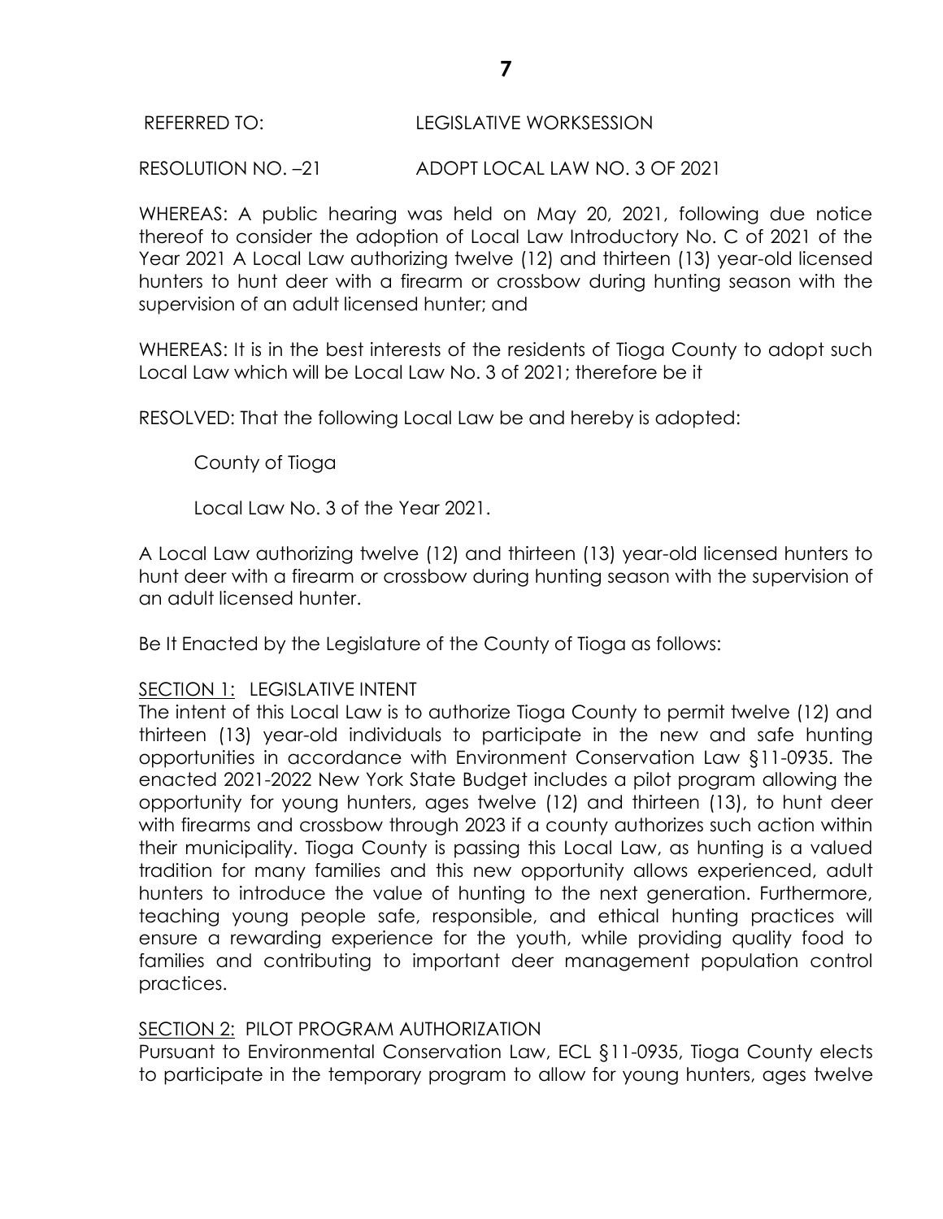REFERRED TO: LEGISLATIVE WORKSESSION

RESOLUTION NO. –21 ADOPT LOCAL LAW NO. 3 OF 2021

WHEREAS: A public hearing was held on May 20, 2021, following due notice thereof to consider the adoption of Local Law Introductory No. C of 2021 of the Year 2021 A Local Law authorizing twelve (12) and thirteen (13) year-old licensed hunters to hunt deer with a firearm or crossbow during hunting season with the supervision of an adult licensed hunter; and

WHEREAS: It is in the best interests of the residents of Tioga County to adopt such Local Law which will be Local Law No. 3 of 2021; therefore be it

RESOLVED: That the following Local Law be and hereby is adopted:

County of Tioga

Local Law No. 3 of the Year 2021.

A Local Law authorizing twelve (12) and thirteen (13) year-old licensed hunters to hunt deer with a firearm or crossbow during hunting season with the supervision of an adult licensed hunter.

Be It Enacted by the Legislature of the County of Tioga as follows:

<u>SECTION 1:</u> LEGISLATIVE INTENT

The intent of this Local Law is to authorize Tioga County to permit twelve (12) and thirteen (13) year-old individuals to participate in the new and safe hunting opportunities in accordance with Environment Conservation Law §11-0935. The enacted 2021-2022 New York State Budget includes a pilot program allowing the opportunity for young hunters, ages twelve (12) and thirteen (13), to hunt deer with firearms and crossbow through 2023 if a county authorizes such action within their municipality. Tioga County is passing this Local Law, as hunting is a valued tradition for many families and this new opportunity allows experienced, adult hunters to introduce the value of hunting to the next generation. Furthermore, teaching young people safe, responsible, and ethical hunting practices will ensure a rewarding experience for the youth, while providing quality food to families and contributing to important deer management population control practices.

<u>SECTION 2:</u> PILOT PROGRAM AUTHORIZATION

Pursuant to Environmental Conservation Law, ECL §11-0935, Tioga County elects to participate in the temporary program to allow for young hunters, ages twelve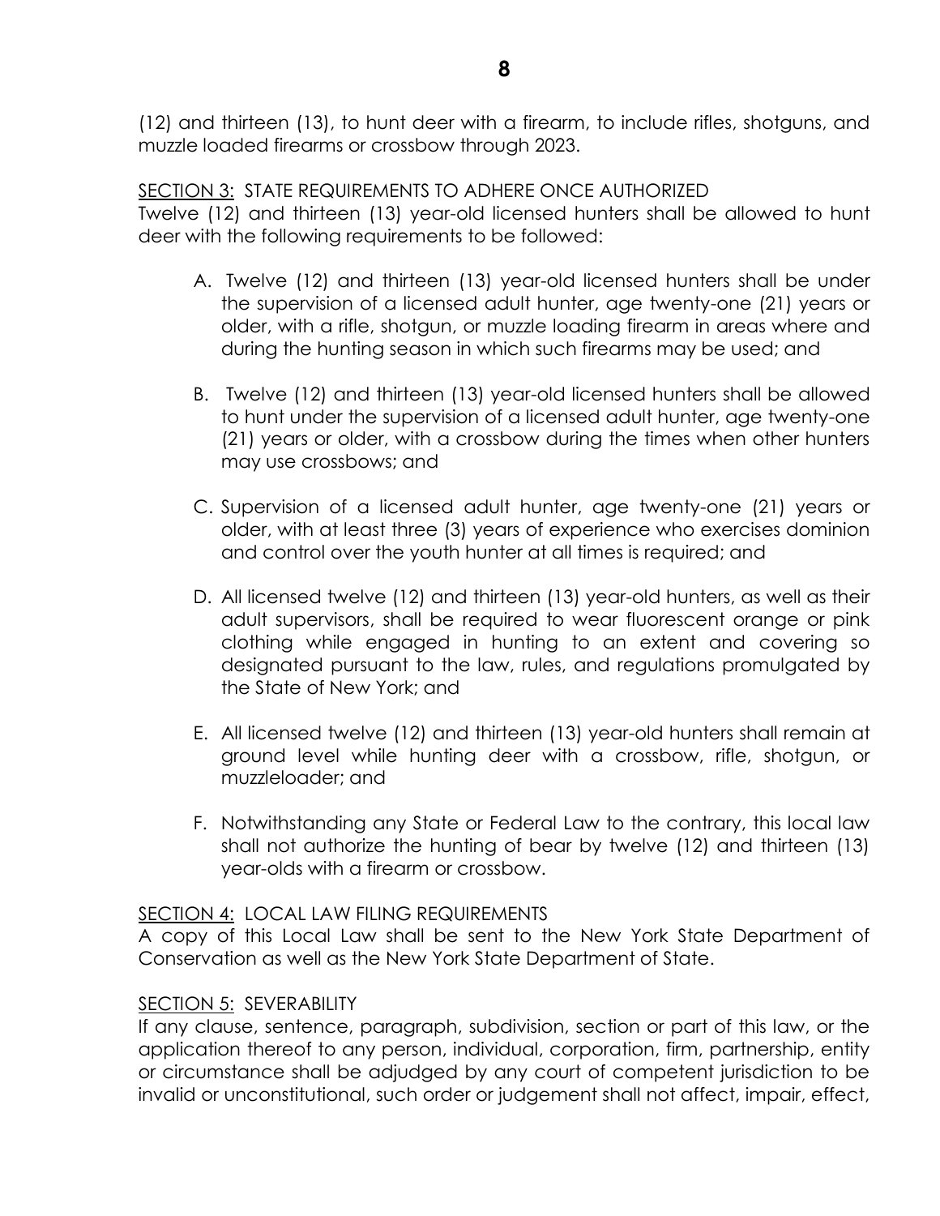(12) and thirteen (13), to hunt deer with a firearm, to include rifles, shotguns, and muzzle loaded firearms or crossbow through 2023.

<u>SECTION 3:</u> STATE REQUIREMENTS TO ADHERE ONCE AUTHORIZED

Twelve (12) and thirteen (13) year-old licensed hunters shall be allowed to hunt deer with the following requirements to be followed:

A. Twelve (12) and thirteen (13) year-old licensed hunters shall be under the supervision of a licensed adult hunter, age twenty-one (21) years or older, with a rifle, shotgun, or muzzle loading firearm in areas where and during the hunting season in which such firearms may be used; and

B. Twelve (12) and thirteen (13) year-old licensed hunters shall be allowed to hunt under the supervision of a licensed adult hunter, age twenty-one (21) years or older, with a crossbow during the times when other hunters may use crossbows; and

C. Supervision of a licensed adult hunter, age twenty-one (21) years or older, with at least three (3) years of experience who exercises dominion and control over the youth hunter at all times is required; and

D. All licensed twelve (12) and thirteen (13) year-old hunters, as well as their adult supervisors, shall be required to wear fluorescent orange or pink clothing while engaged in hunting to an extent and covering so designated pursuant to the law, rules, and regulations promulgated by the State of New York; and

E. All licensed twelve (12) and thirteen (13) year-old hunters shall remain at ground level while hunting deer with a crossbow, rifle, shotgun, or muzzleloader; and

F. Notwithstanding any State or Federal Law to the contrary, this local law shall not authorize the hunting of bear by twelve (12) and thirteen (13) year-olds with a firearm or crossbow.

<u>SECTION 4:</u> LOCAL LAW FILING REQUIREMENTS

A copy of this Local Law shall be sent to the New York State Department of Conservation as well as the New York State Department of State.

<u>SECTION 5:</u> SEVERABILITY

If any clause, sentence, paragraph, subdivision, section or part of this law, or the application thereof to any person, individual, corporation, firm, partnership, entity or circumstance shall be adjudged by any court of competent jurisdiction to be invalid or unconstitutional, such order or judgement shall not affect, impair, effect,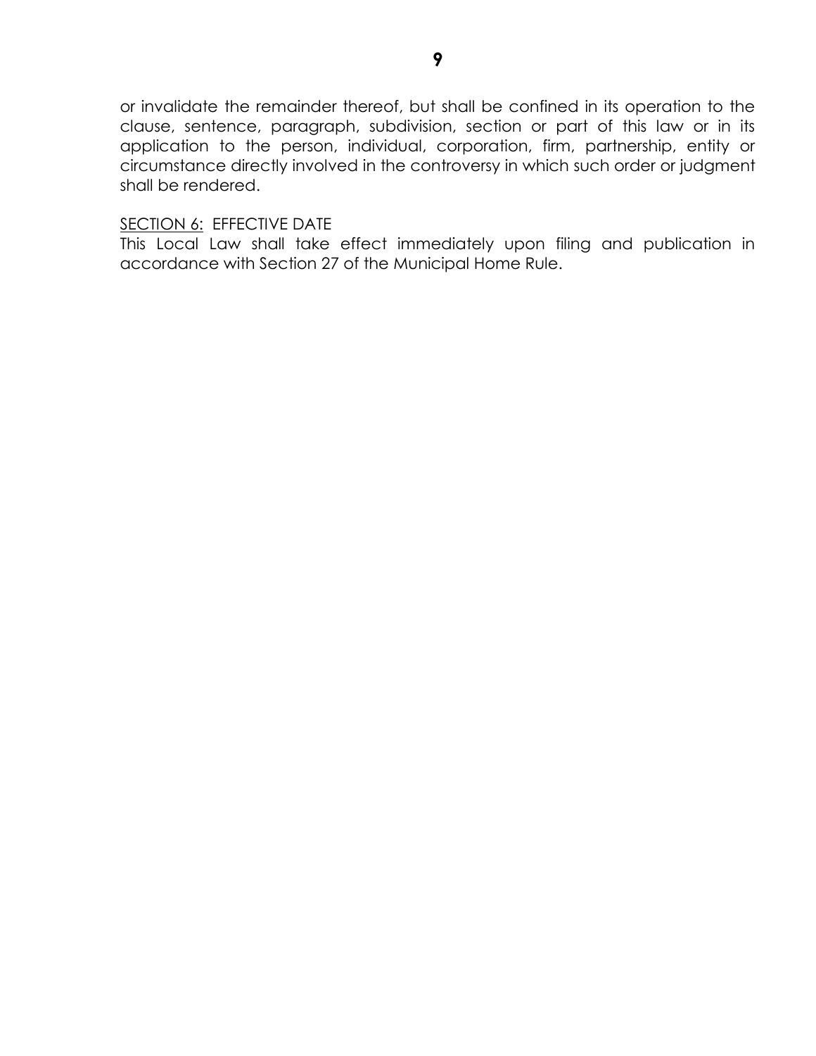or invalidate the remainder thereof, but shall be confined in its operation to the clause, sentence, paragraph, subdivision, section or part of this law or in its application to the person, individual, corporation, firm, partnership, entity or circumstance directly involved in the controversy in which such order or judgment shall be rendered.

<u>SECTION 6:</u> EFFECTIVE DATE

This Local Law shall take effect immediately upon filing and publication in accordance with Section 27 of the Municipal Home Rule.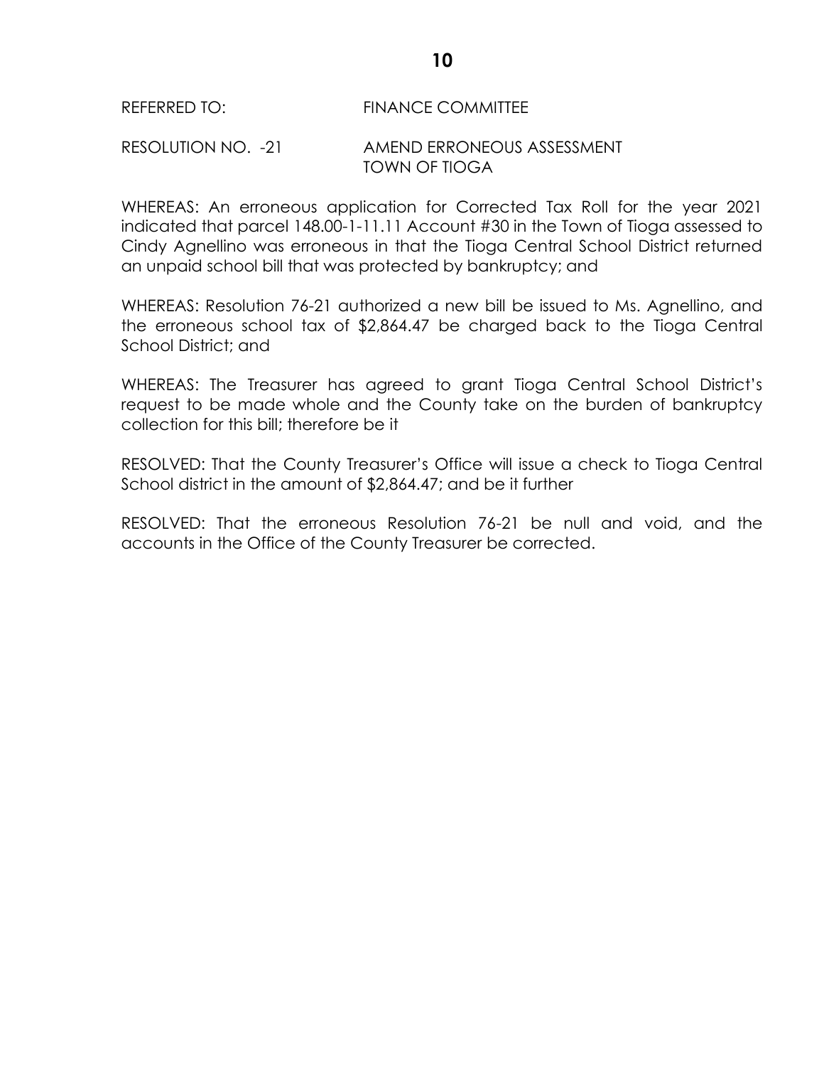REFERRED TO: FINANCE COMMITTEE

RESOLUTION NO. -21 AMEND ERRONEOUS ASSESSMENT TOWN OF TIOGA

WHEREAS: An erroneous application for Corrected Tax Roll for the year 2021 indicated that parcel 148.00-1-11.11 Account #30 in the Town of Tioga assessed to Cindy Agnellino was erroneous in that the Tioga Central School District returned an unpaid school bill that was protected by bankruptcy; and

WHEREAS: Resolution 76-21 authorized a new bill be issued to Ms. Agnellino, and the erroneous school tax of $2,864.47 be charged back to the Tioga Central School District; and

WHEREAS: The Treasurer has agreed to grant Tioga Central School District's request to be made whole and the County take on the burden of bankruptcy collection for this bill; therefore be it

RESOLVED: That the County Treasurer's Office will issue a check to Tioga Central School district in the amount of $2,864.47; and be it further

RESOLVED: That the erroneous Resolution 76-21 be null and void, and the accounts in the Office of the County Treasurer be corrected.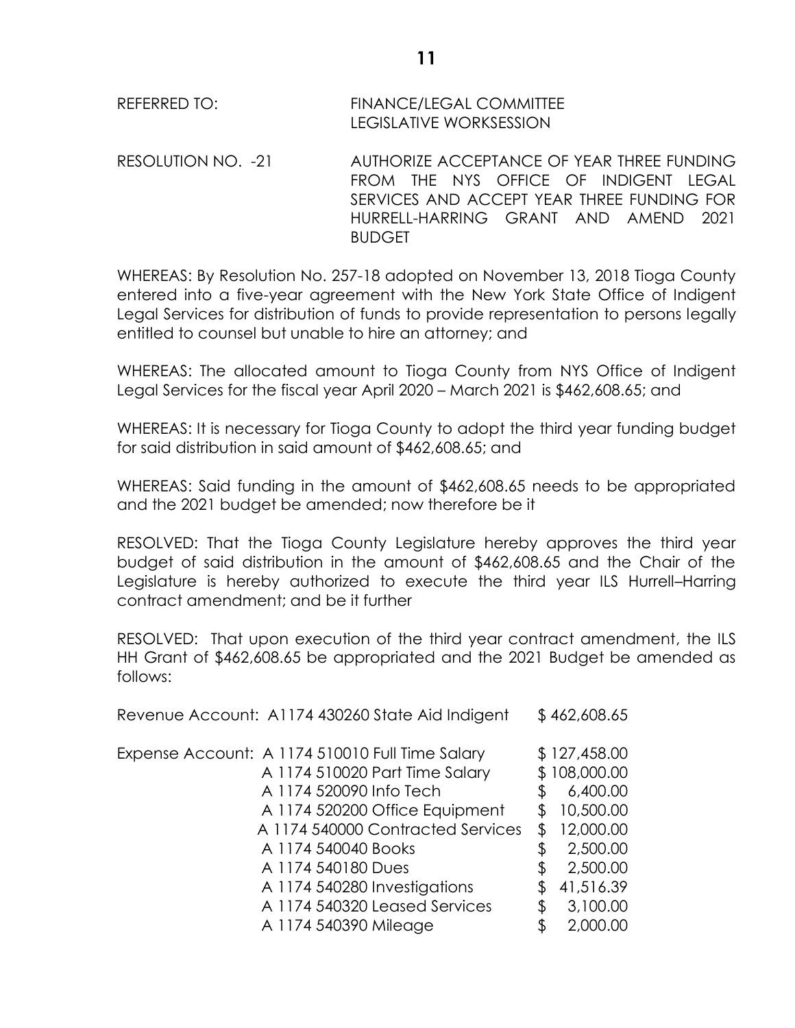REFERRED TO: FINANCE/LEGAL COMMITTEE
LEGISLATIVE WORKSESSION

RESOLUTION NO. -21 AUTHORIZE ACCEPTANCE OF YEAR THREE FUNDING FROM THE NYS OFFICE OF INDIGENT LEGAL SERVICES AND ACCEPT YEAR THREE FUNDING FOR HURRELL-HARRING GRANT AND AMEND 2021 BUDGET

WHEREAS: By Resolution No. 257-18 adopted on November 13, 2018 Tioga County entered into a five-year agreement with the New York State Office of Indigent Legal Services for distribution of funds to provide representation to persons legally entitled to counsel but unable to hire an attorney; and

WHEREAS: The allocated amount to Tioga County from NYS Office of Indigent Legal Services for the fiscal year April 2020 – March 2021 is $462,608.65; and

WHEREAS: It is necessary for Tioga County to adopt the third year funding budget for said distribution in said amount of $462,608.65; and

WHEREAS: Said funding in the amount of $462,608.65 needs to be appropriated and the 2021 budget be amended; now therefore be it

RESOLVED: That the Tioga County Legislature hereby approves the third year budget of said distribution in the amount of $462,608.65 and the Chair of the Legislature is hereby authorized to execute the third year ILS Hurrell–Harring contract amendment; and be it further

RESOLVED: That upon execution of the third year contract amendment, the ILS HH Grant of $462,608.65 be appropriated and the 2021 Budget be amended as follows:

| | | |
|---|---|---|
| Revenue Account: | A1174 430260 State Aid Indigent | $ 462,608.65 |
| Expense Account: | A 1174 510010 Full Time Salary | $ 127,458.00 |
| | A 1174 510020 Part Time Salary | $ 108,000.00 |
| | A 1174 520090 Info Tech | $ 6,400.00 |
| | A 1174 520200 Office Equipment | $ 10,500.00 |
| | A 1174 540000 Contracted Services | $ 12,000.00 |
| | A 1174 540040 Books | $ 2,500.00 |
| | A 1174 540180 Dues | $ 2,500.00 |
| | A 1174 540280 Investigations | $ 41,516.39 |
| | A 1174 540320 Leased Services | $ 3,100.00 |
| | A 1174 540390 Mileage | $ 2,000.00 |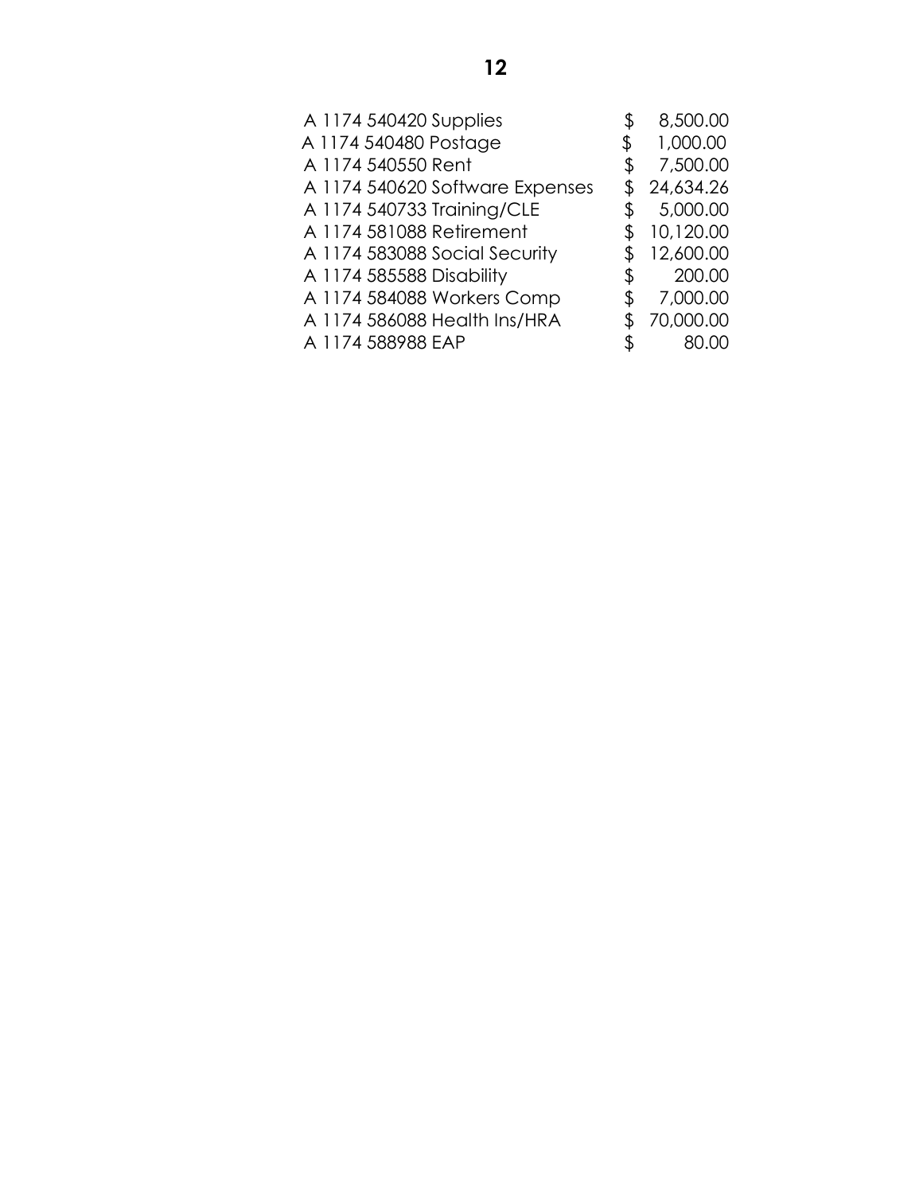| | | |
|---|---|---|
| A 1174 540420 Supplies | $ | 8,500.00 |
| A 1174 540480 Postage | $ | 1,000.00 |
| A 1174 540550 Rent | $ | 7,500.00 |
| A 1174 540620 Software Expenses | $ | 24,634.26 |
| A 1174 540733 Training/CLE | $ | 5,000.00 |
| A 1174 581088 Retirement | $ | 10,120.00 |
| A 1174 583088 Social Security | $ | 12,600.00 |
| A 1174 585588 Disability | $ | 200.00 |
| A 1174 584088 Workers Comp | $ | 7,000.00 |
| A 1174 586088 Health Ins/HRA | $ | 70,000.00 |
| A 1174 588988 EAP | $ | 80.00 |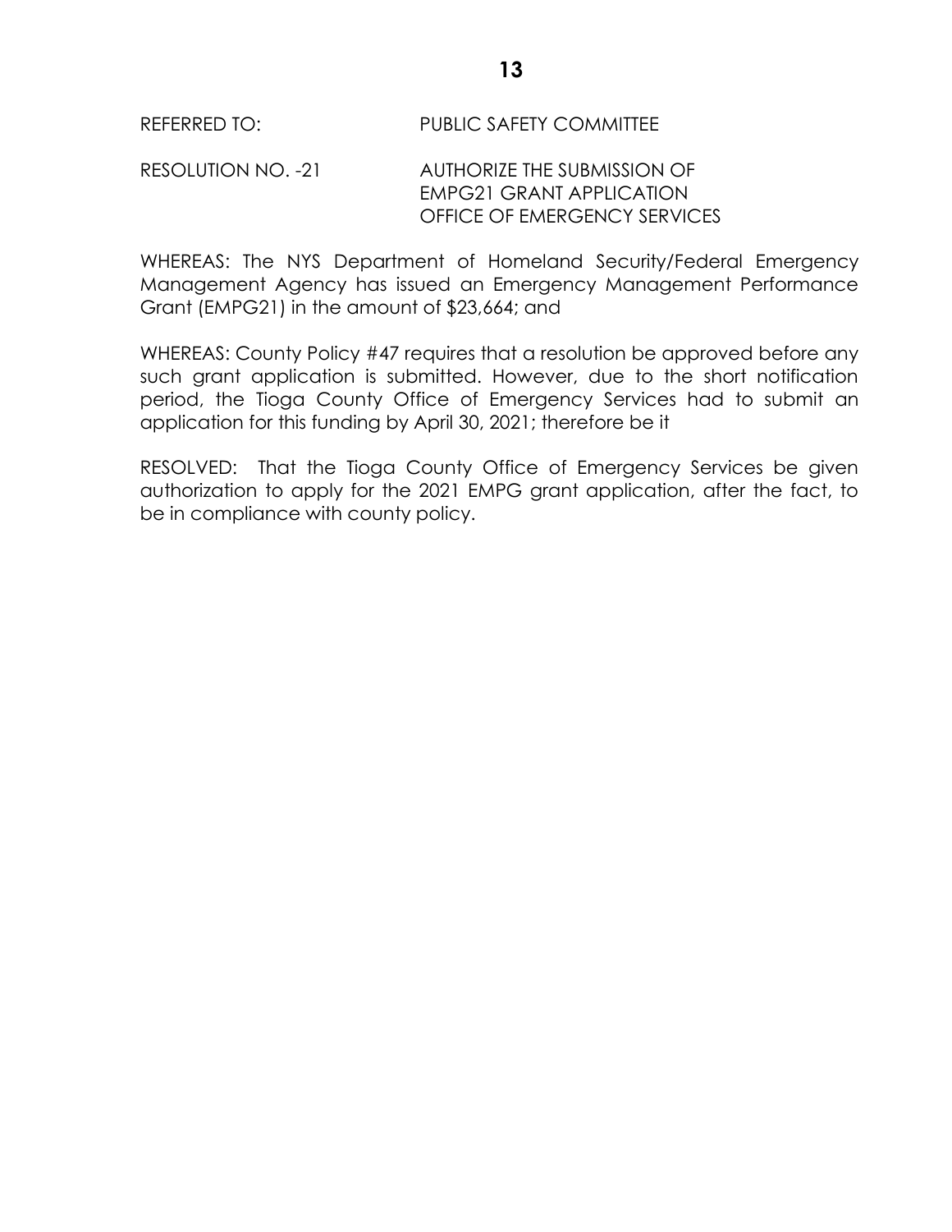REFERRED TO: PUBLIC SAFETY COMMITTEE

RESOLUTION NO. -21 AUTHORIZE THE SUBMISSION OF EMPG21 GRANT APPLICATION OFFICE OF EMERGENCY SERVICES

WHEREAS: The NYS Department of Homeland Security/Federal Emergency Management Agency has issued an Emergency Management Performance Grant (EMPG21) in the amount of $23,664; and

WHEREAS: County Policy #47 requires that a resolution be approved before any such grant application is submitted. However, due to the short notification period, the Tioga County Office of Emergency Services had to submit an application for this funding by April 30, 2021; therefore be it

RESOLVED: That the Tioga County Office of Emergency Services be given authorization to apply for the 2021 EMPG grant application, after the fact, to be in compliance with county policy.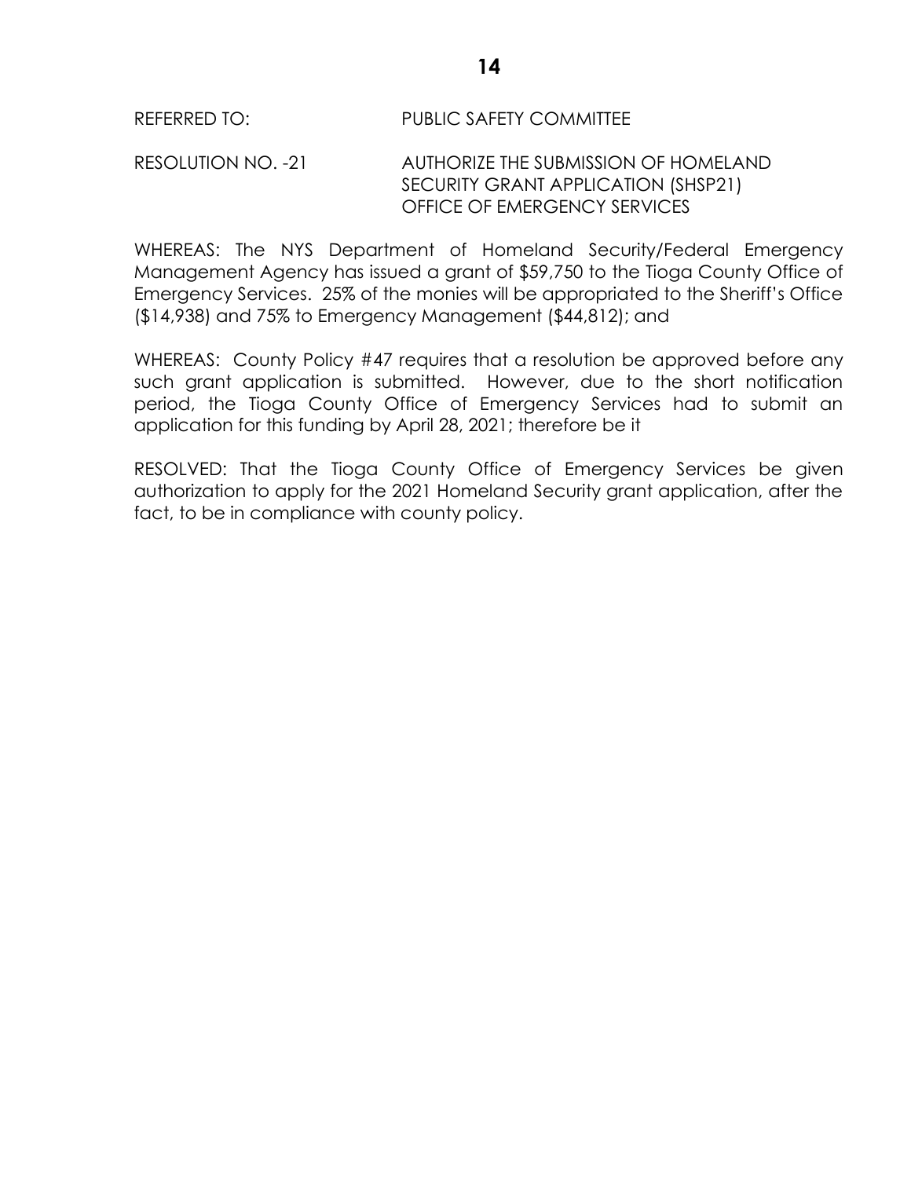REFERRED TO: PUBLIC SAFETY COMMITTEE

RESOLUTION NO. -21 AUTHORIZE THE SUBMISSION OF HOMELAND SECURITY GRANT APPLICATION (SHSP21) OFFICE OF EMERGENCY SERVICES

WHEREAS: The NYS Department of Homeland Security/Federal Emergency Management Agency has issued a grant of $59,750 to the Tioga County Office of Emergency Services. 25% of the monies will be appropriated to the Sheriff's Office ($14,938) and 75% to Emergency Management ($44,812); and

WHEREAS: County Policy #47 requires that a resolution be approved before any such grant application is submitted. However, due to the short notification period, the Tioga County Office of Emergency Services had to submit an application for this funding by April 28, 2021; therefore be it

RESOLVED: That the Tioga County Office of Emergency Services be given authorization to apply for the 2021 Homeland Security grant application, after the fact, to be in compliance with county policy.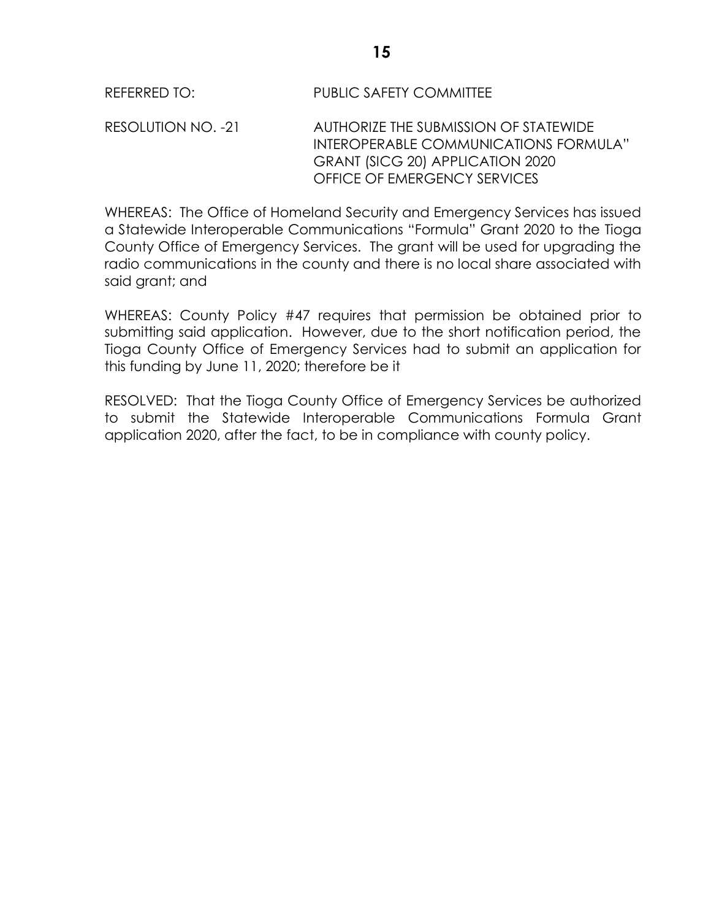REFERRED TO: PUBLIC SAFETY COMMITTEE

RESOLUTION NO. -21 AUTHORIZE THE SUBMISSION OF STATEWIDE INTEROPERABLE COMMUNICATIONS FORMULA" GRANT (SICG 20) APPLICATION 2020 OFFICE OF EMERGENCY SERVICES

WHEREAS: The Office of Homeland Security and Emergency Services has issued a Statewide Interoperable Communications "Formula" Grant 2020 to the Tioga County Office of Emergency Services. The grant will be used for upgrading the radio communications in the county and there is no local share associated with said grant; and

WHEREAS: County Policy #47 requires that permission be obtained prior to submitting said application. However, due to the short notification period, the Tioga County Office of Emergency Services had to submit an application for this funding by June 11, 2020; therefore be it

RESOLVED: That the Tioga County Office of Emergency Services be authorized to submit the Statewide Interoperable Communications Formula Grant application 2020, after the fact, to be in compliance with county policy.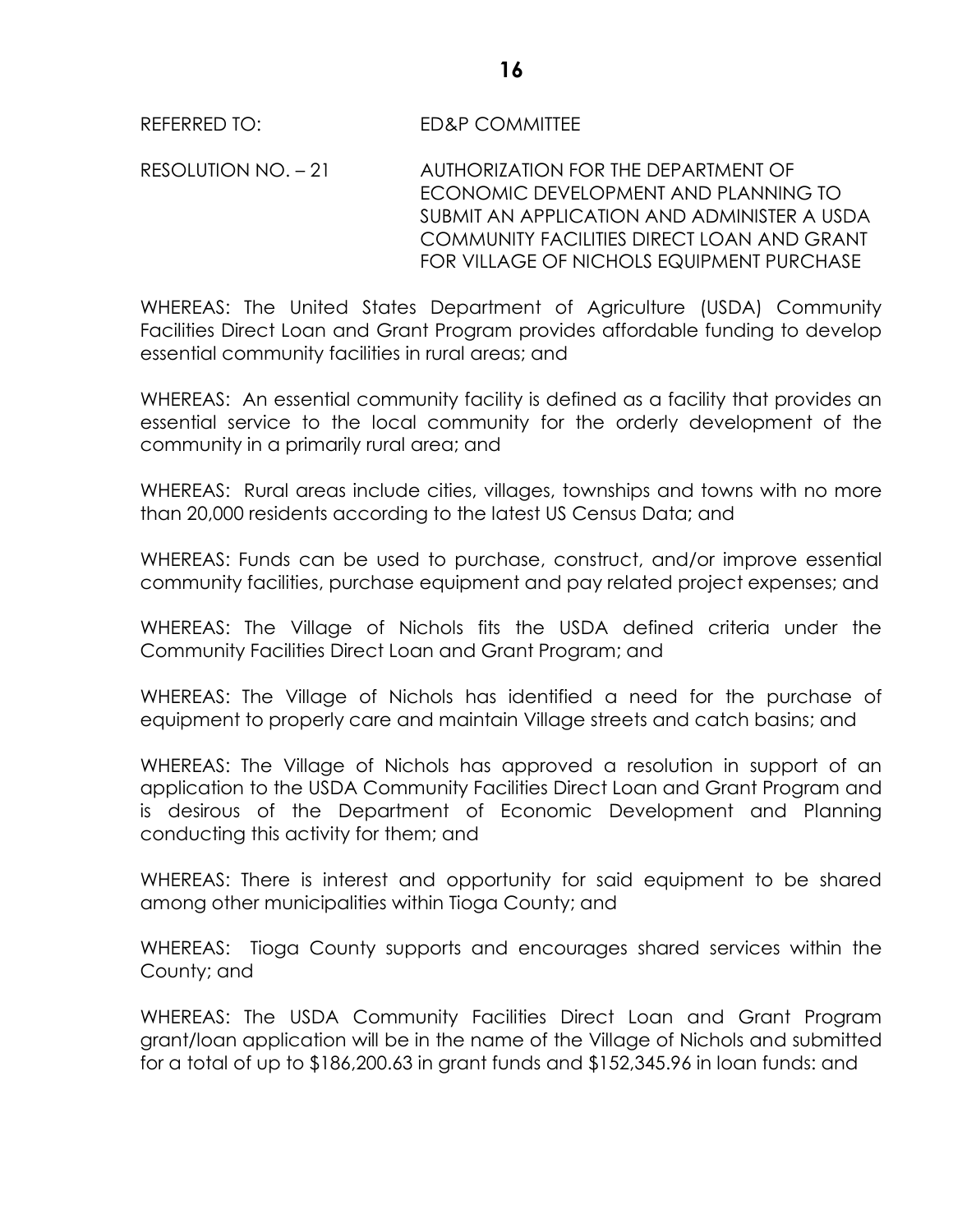REFERRED TO: ED&P COMMITTEE

RESOLUTION NO. – 21 AUTHORIZATION FOR THE DEPARTMENT OF ECONOMIC DEVELOPMENT AND PLANNING TO SUBMIT AN APPLICATION AND ADMINISTER A USDA COMMUNITY FACILITIES DIRECT LOAN AND GRANT FOR VILLAGE OF NICHOLS EQUIPMENT PURCHASE

WHEREAS: The United States Department of Agriculture (USDA) Community Facilities Direct Loan and Grant Program provides affordable funding to develop essential community facilities in rural areas; and

WHEREAS: An essential community facility is defined as a facility that provides an essential service to the local community for the orderly development of the community in a primarily rural area; and

WHEREAS: Rural areas include cities, villages, townships and towns with no more than 20,000 residents according to the latest US Census Data; and

WHEREAS: Funds can be used to purchase, construct, and/or improve essential community facilities, purchase equipment and pay related project expenses; and

WHEREAS: The Village of Nichols fits the USDA defined criteria under the Community Facilities Direct Loan and Grant Program; and

WHEREAS: The Village of Nichols has identified a need for the purchase of equipment to properly care and maintain Village streets and catch basins; and

WHEREAS: The Village of Nichols has approved a resolution in support of an application to the USDA Community Facilities Direct Loan and Grant Program and is desirous of the Department of Economic Development and Planning conducting this activity for them; and

WHEREAS: There is interest and opportunity for said equipment to be shared among other municipalities within Tioga County; and

WHEREAS: Tioga County supports and encourages shared services within the County; and

WHEREAS: The USDA Community Facilities Direct Loan and Grant Program grant/loan application will be in the name of the Village of Nichols and submitted for a total of up to $186,200.63 in grant funds and $152,345.96 in loan funds: and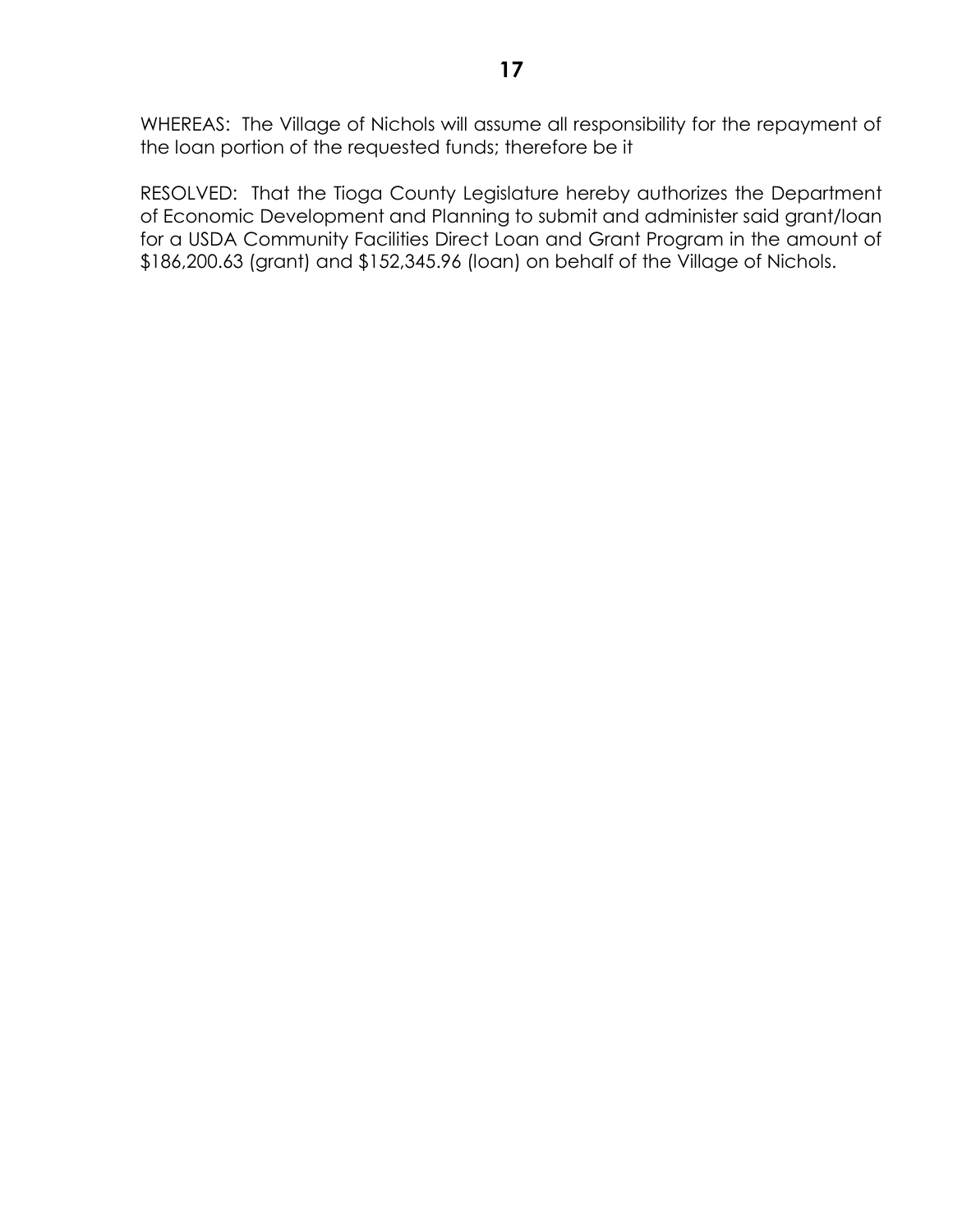WHEREAS: The Village of Nichols will assume all responsibility for the repayment of the loan portion of the requested funds; therefore be it

RESOLVED: That the Tioga County Legislature hereby authorizes the Department of Economic Development and Planning to submit and administer said grant/loan for a USDA Community Facilities Direct Loan and Grant Program in the amount of $186,200.63 (grant) and $152,345.96 (loan) on behalf of the Village of Nichols.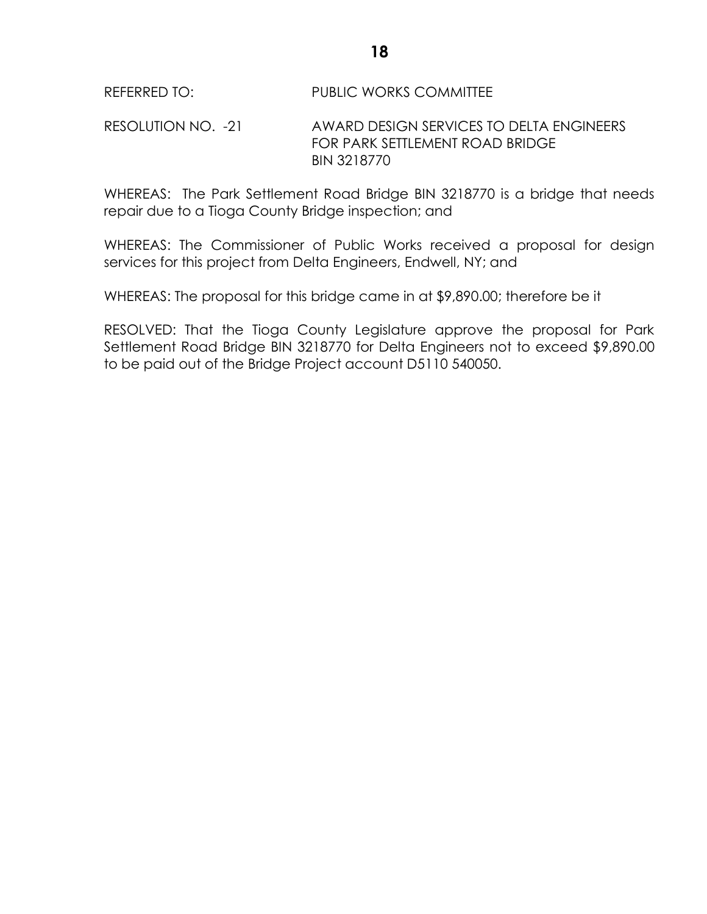REFERRED TO: PUBLIC WORKS COMMITTEE

RESOLUTION NO. -21 AWARD DESIGN SERVICES TO DELTA ENGINEERS FOR PARK SETTLEMENT ROAD BRIDGE BIN 3218770

WHEREAS: The Park Settlement Road Bridge BIN 3218770 is a bridge that needs repair due to a Tioga County Bridge inspection; and

WHEREAS: The Commissioner of Public Works received a proposal for design services for this project from Delta Engineers, Endwell, NY; and

WHEREAS: The proposal for this bridge came in at $9,890.00; therefore be it

RESOLVED: That the Tioga County Legislature approve the proposal for Park Settlement Road Bridge BIN 3218770 for Delta Engineers not to exceed $9,890.00 to be paid out of the Bridge Project account D5110 540050.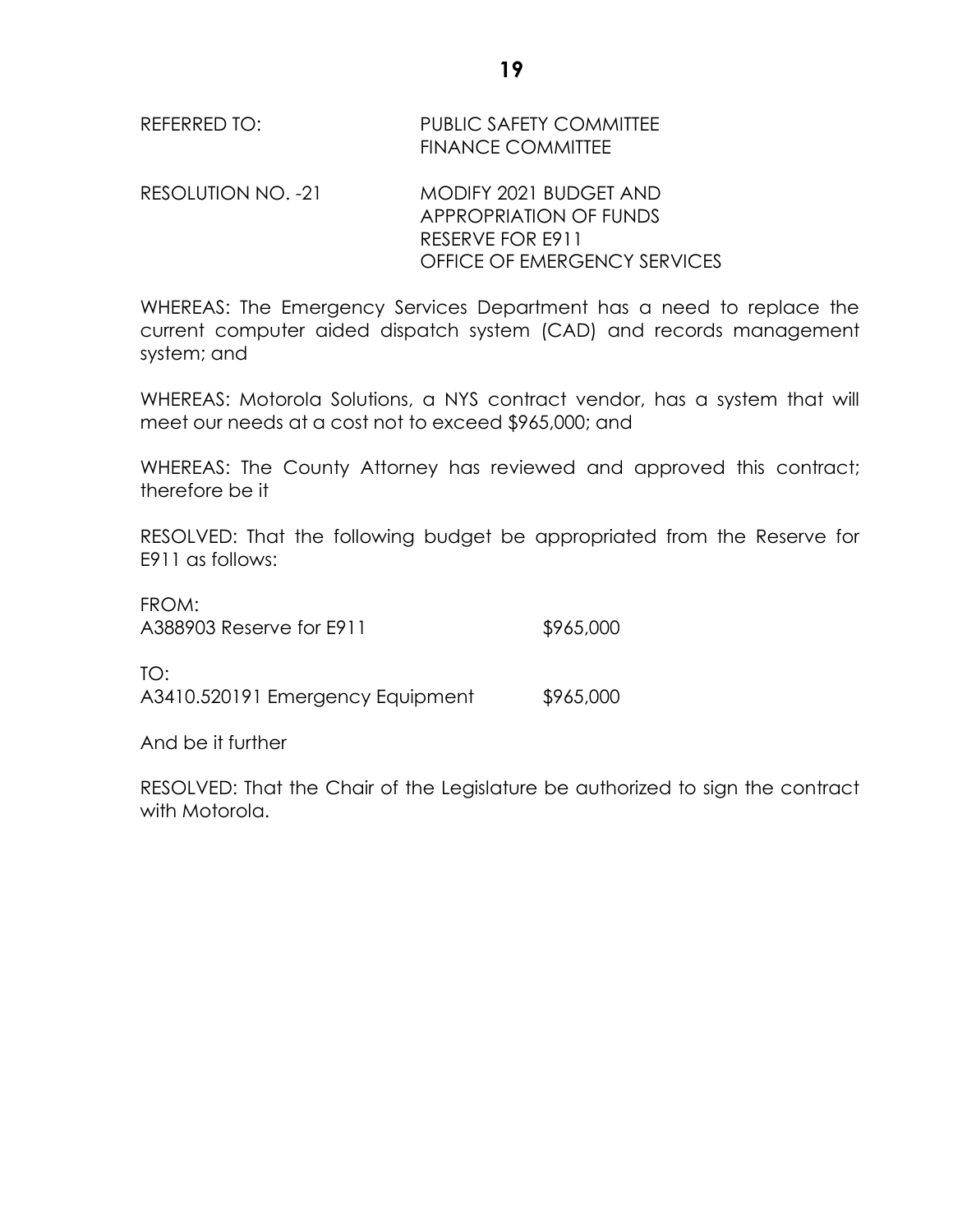REFERRED TO: PUBLIC SAFETY COMMITTEE
FINANCE COMMITTEE

RESOLUTION NO. -21 MODIFY 2021 BUDGET AND APPROPRIATION OF FUNDS RESERVE FOR E911 OFFICE OF EMERGENCY SERVICES

WHEREAS: The Emergency Services Department has a need to replace the current computer aided dispatch system (CAD) and records management system; and

WHEREAS: Motorola Solutions, a NYS contract vendor, has a system that will meet our needs at a cost not to exceed $965,000; and

WHEREAS: The County Attorney has reviewed and approved this contract; therefore be it

RESOLVED: That the following budget be appropriated from the Reserve for E911 as follows:

FROM:
A388903 Reserve for E911 $965,000

TO:
A3410.520191 Emergency Equipment $965,000

And be it further

RESOLVED: That the Chair of the Legislature be authorized to sign the contract with Motorola.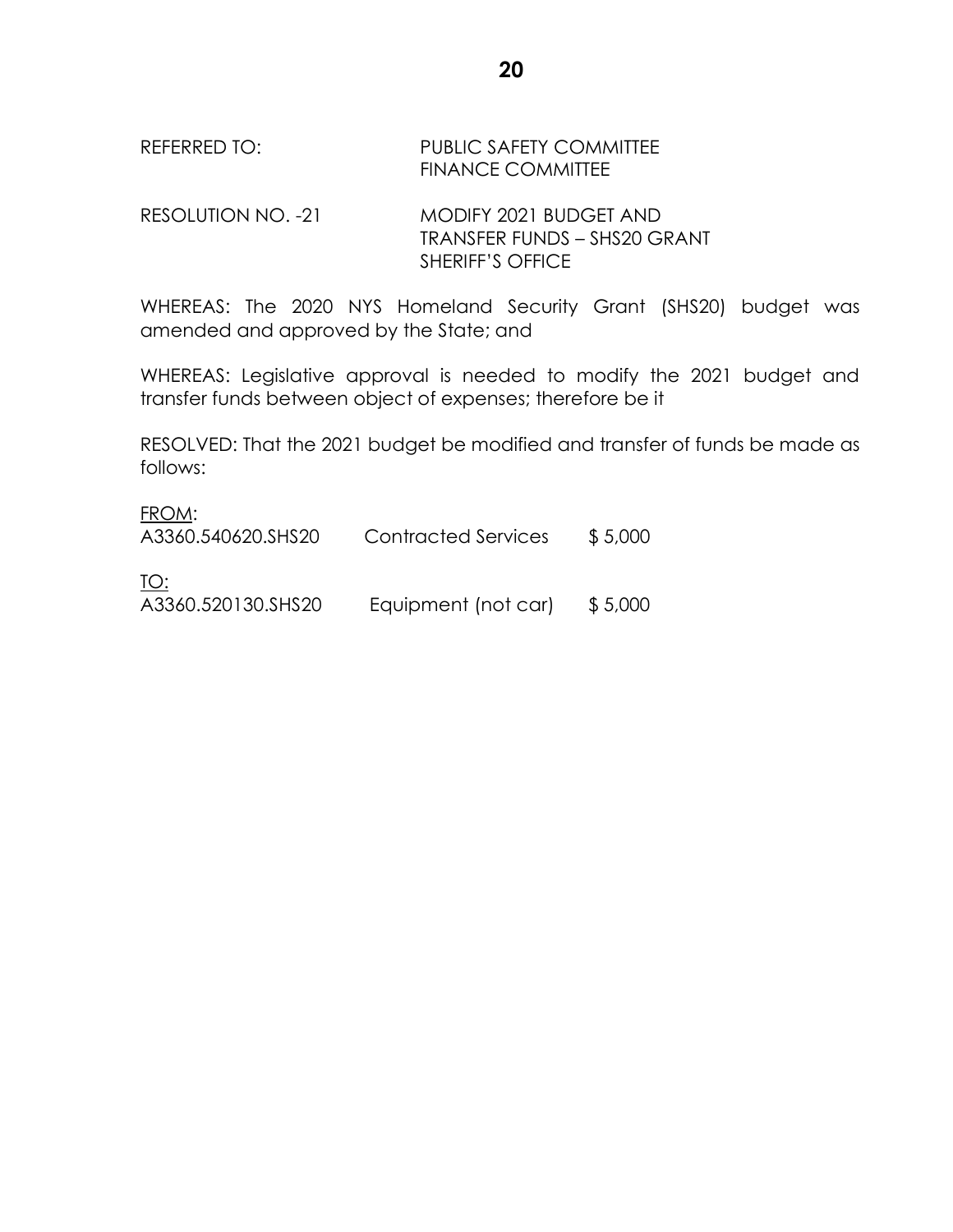REFERRED TO: PUBLIC SAFETY COMMITTEE
FINANCE COMMITTEE

RESOLUTION NO. -21 MODIFY 2021 BUDGET AND TRANSFER FUNDS – SHS20 GRANT SHERIFF'S OFFICE

WHEREAS: The 2020 NYS Homeland Security Grant (SHS20) budget was amended and approved by the State; and

WHEREAS: Legislative approval is needed to modify the 2021 budget and transfer funds between object of expenses; therefore be it

RESOLVED: That the 2021 budget be modified and transfer of funds be made as follows:

FROM:

| | | |
|---|---|---|
| A3360.540620.SHS20 | Contracted Services | $ 5,000 |

TO:

| | | |
|---|---|---|
| A3360.520130.SHS20 | Equipment (not car) | $ 5,000 |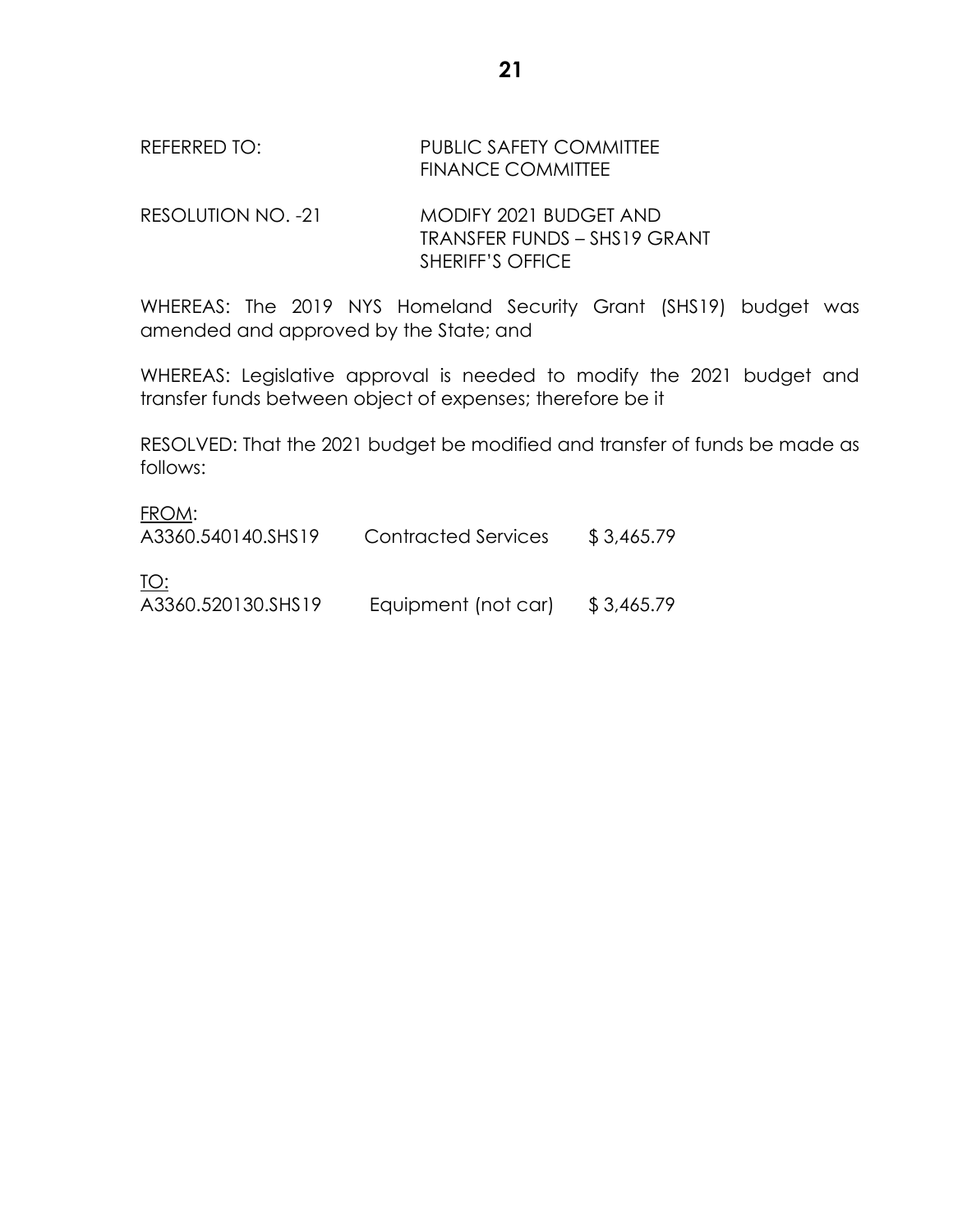REFERRED TO: PUBLIC SAFETY COMMITTEE
FINANCE COMMITTEE

RESOLUTION NO. -21 MODIFY 2021 BUDGET AND
TRANSFER FUNDS – SHS19 GRANT
SHERIFF'S OFFICE

WHEREAS: The 2019 NYS Homeland Security Grant (SHS19) budget was amended and approved by the State; and

WHEREAS: Legislative approval is needed to modify the 2021 budget and transfer funds between object of expenses; therefore be it

RESOLVED: That the 2021 budget be modified and transfer of funds be made as follows:

FROM:

| | | |
|---|---|---|
| A3360.540140.SHS19 | Contracted Services | $ 3,465.79 |

TO:

| | | |
|---|---|---|
| A3360.520130.SHS19 | Equipment (not car) | $ 3,465.79 |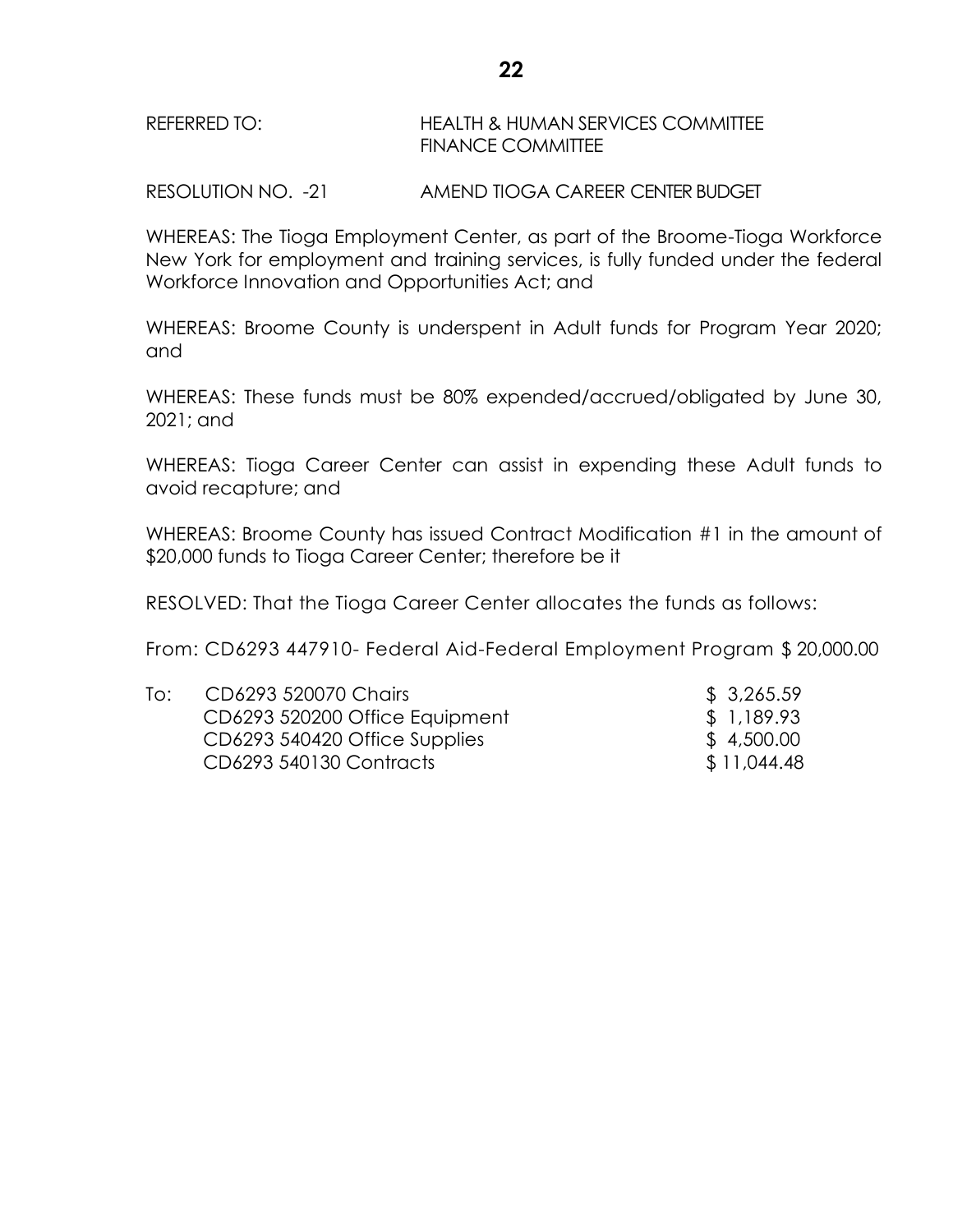REFERRED TO: HEALTH & HUMAN SERVICES COMMITTEE
FINANCE COMMITTEE

RESOLUTION NO. -21 AMEND TIOGA CAREER CENTER BUDGET

WHEREAS: The Tioga Employment Center, as part of the Broome-Tioga Workforce New York for employment and training services, is fully funded under the federal Workforce Innovation and Opportunities Act; and

WHEREAS: Broome County is underspent in Adult funds for Program Year 2020; and

WHEREAS: These funds must be 80% expended/accrued/obligated by June 30, 2021; and

WHEREAS: Tioga Career Center can assist in expending these Adult funds to avoid recapture; and

WHEREAS: Broome County has issued Contract Modification #1 in the amount of $20,000 funds to Tioga Career Center; therefore be it

RESOLVED: That the Tioga Career Center allocates the funds as follows:

From: CD6293 447910- Federal Aid-Federal Employment Program $ 20,000.00

| | | |
|---|---|---|
| To: | CD6293 520070 Chairs | $ 3,265.59 |
| | CD6293 520200 Office Equipment | $ 1,189.93 |
| | CD6293 540420 Office Supplies | $ 4,500.00 |
| | CD6293 540130 Contracts | $ 11,044.48 |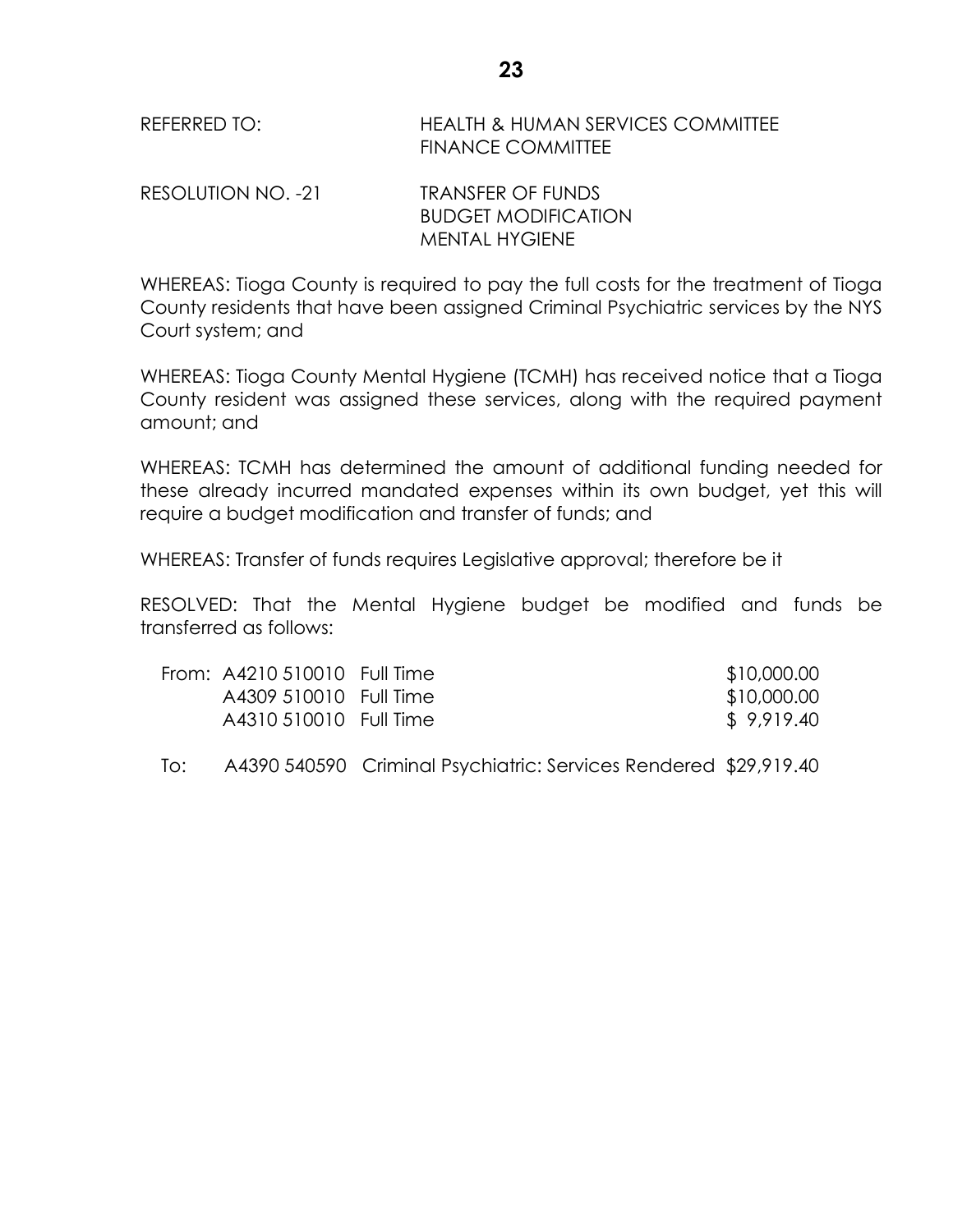REFERRED TO: HEALTH & HUMAN SERVICES COMMITTEE
FINANCE COMMITTEE

RESOLUTION NO. -21 TRANSFER OF FUNDS
BUDGET MODIFICATION
MENTAL HYGIENE

WHEREAS: Tioga County is required to pay the full costs for the treatment of Tioga County residents that have been assigned Criminal Psychiatric services by the NYS Court system; and

WHEREAS: Tioga County Mental Hygiene (TCMH) has received notice that a Tioga County resident was assigned these services, along with the required payment amount; and

WHEREAS: TCMH has determined the amount of additional funding needed for these already incurred mandated expenses within its own budget, yet this will require a budget modification and transfer of funds; and

WHEREAS: Transfer of funds requires Legislative approval; therefore be it

RESOLVED: That the Mental Hygiene budget be modified and funds be transferred as follows:

| | | | |
|---|---|---|---|
| From: | A4210 510010 | Full Time | $10,000.00 |
| | A4309 510010 | Full Time | $10,000.00 |
| | A4310 510010 | Full Time | $ 9,919.40 |
| To: | A4390 540590 | Criminal Psychiatric: Services Rendered | $29,919.40 |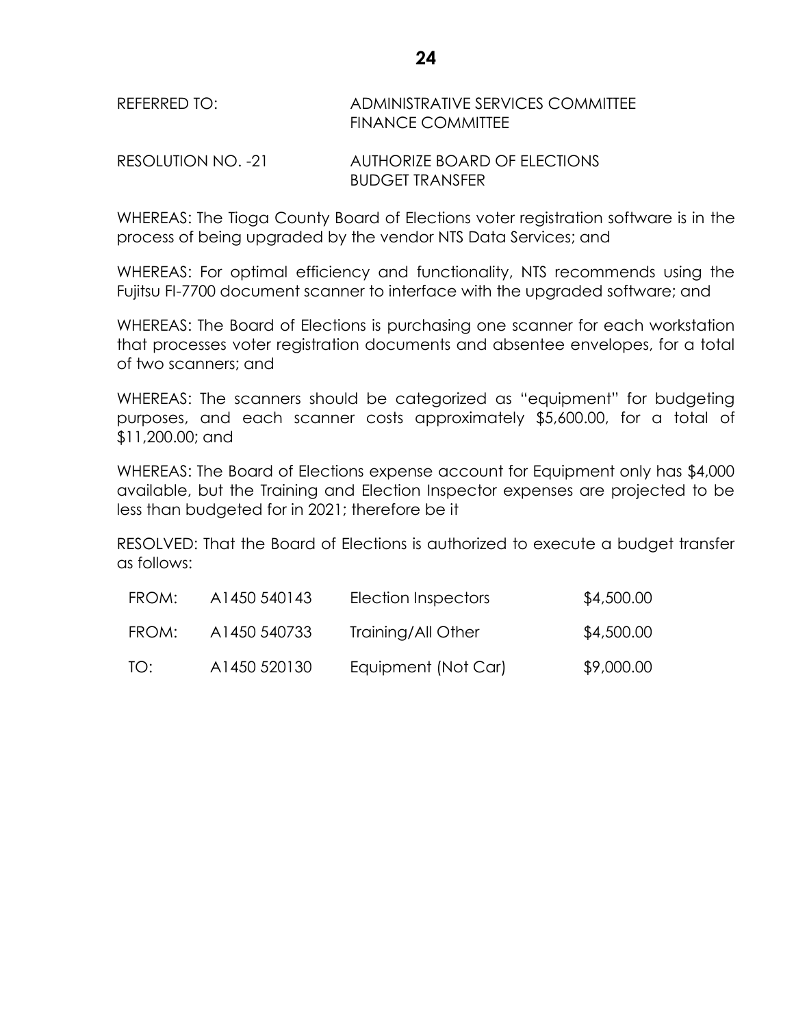REFERRED TO: ADMINISTRATIVE SERVICES COMMITTEE
FINANCE COMMITTEE

RESOLUTION NO. -21 AUTHORIZE BOARD OF ELECTIONS BUDGET TRANSFER

WHEREAS: The Tioga County Board of Elections voter registration software is in the process of being upgraded by the vendor NTS Data Services; and

WHEREAS: For optimal efficiency and functionality, NTS recommends using the Fujitsu FI-7700 document scanner to interface with the upgraded software; and

WHEREAS: The Board of Elections is purchasing one scanner for each workstation that processes voter registration documents and absentee envelopes, for a total of two scanners; and

WHEREAS: The scanners should be categorized as "equipment" for budgeting purposes, and each scanner costs approximately $5,600.00, for a total of $11,200.00; and

WHEREAS: The Board of Elections expense account for Equipment only has $4,000 available, but the Training and Election Inspector expenses are projected to be less than budgeted for in 2021; therefore be it

RESOLVED: That the Board of Elections is authorized to execute a budget transfer as follows:

| | | | |
|---|---|---|---|
| FROM: | A1450 540143 | Election Inspectors | $4,500.00 |
| FROM: | A1450 540733 | Training/All Other | $4,500.00 |
| TO: | A1450 520130 | Equipment (Not Car) | $9,000.00 |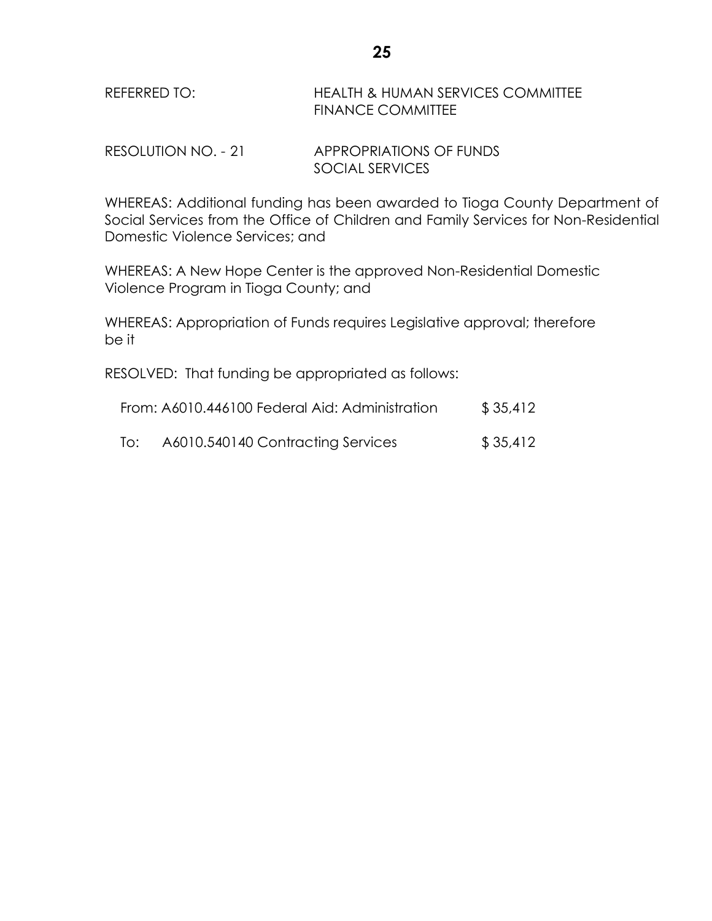REFERRED TO: HEALTH & HUMAN SERVICES COMMITTEE
FINANCE COMMITTEE

RESOLUTION NO. - 21 APPROPRIATIONS OF FUNDS
SOCIAL SERVICES

WHEREAS: Additional funding has been awarded to Tioga County Department of Social Services from the Office of Children and Family Services for Non-Residential Domestic Violence Services; and

WHEREAS: A New Hope Center is the approved Non-Residential Domestic Violence Program in Tioga County; and

WHEREAS: Appropriation of Funds requires Legislative approval; therefore be it

RESOLVED: That funding be appropriated as follows:

From: A6010.446100 Federal Aid: Administration $ 35,412

To: A6010.540140 Contracting Services $ 35,412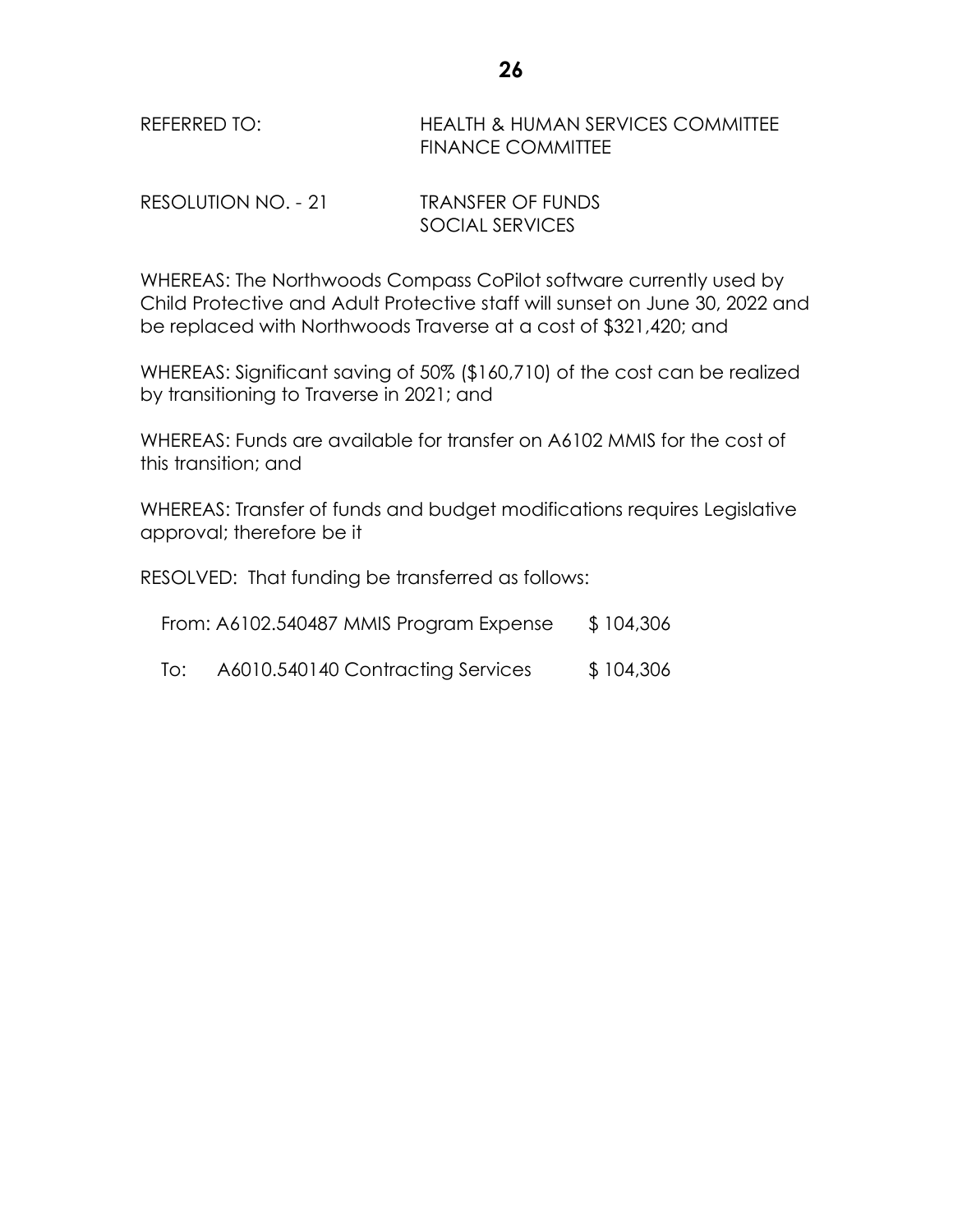REFERRED TO: HEALTH & HUMAN SERVICES COMMITTEE
FINANCE COMMITTEE

RESOLUTION NO. - 21 TRANSFER OF FUNDS
SOCIAL SERVICES

WHEREAS: The Northwoods Compass CoPilot software currently used by Child Protective and Adult Protective staff will sunset on June 30, 2022 and be replaced with Northwoods Traverse at a cost of $321,420; and

WHEREAS: Significant saving of 50% ($160,710) of the cost can be realized by transitioning to Traverse in 2021; and

WHEREAS: Funds are available for transfer on A6102 MMIS for the cost of this transition; and

WHEREAS: Transfer of funds and budget modifications requires Legislative approval; therefore be it

RESOLVED: That funding be transferred as follows:

| | | |
|---|---|---|
| From: | A6102.540487 MMIS Program Expense | $ 104,306 |
| To: | A6010.540140 Contracting Services | $ 104,306 |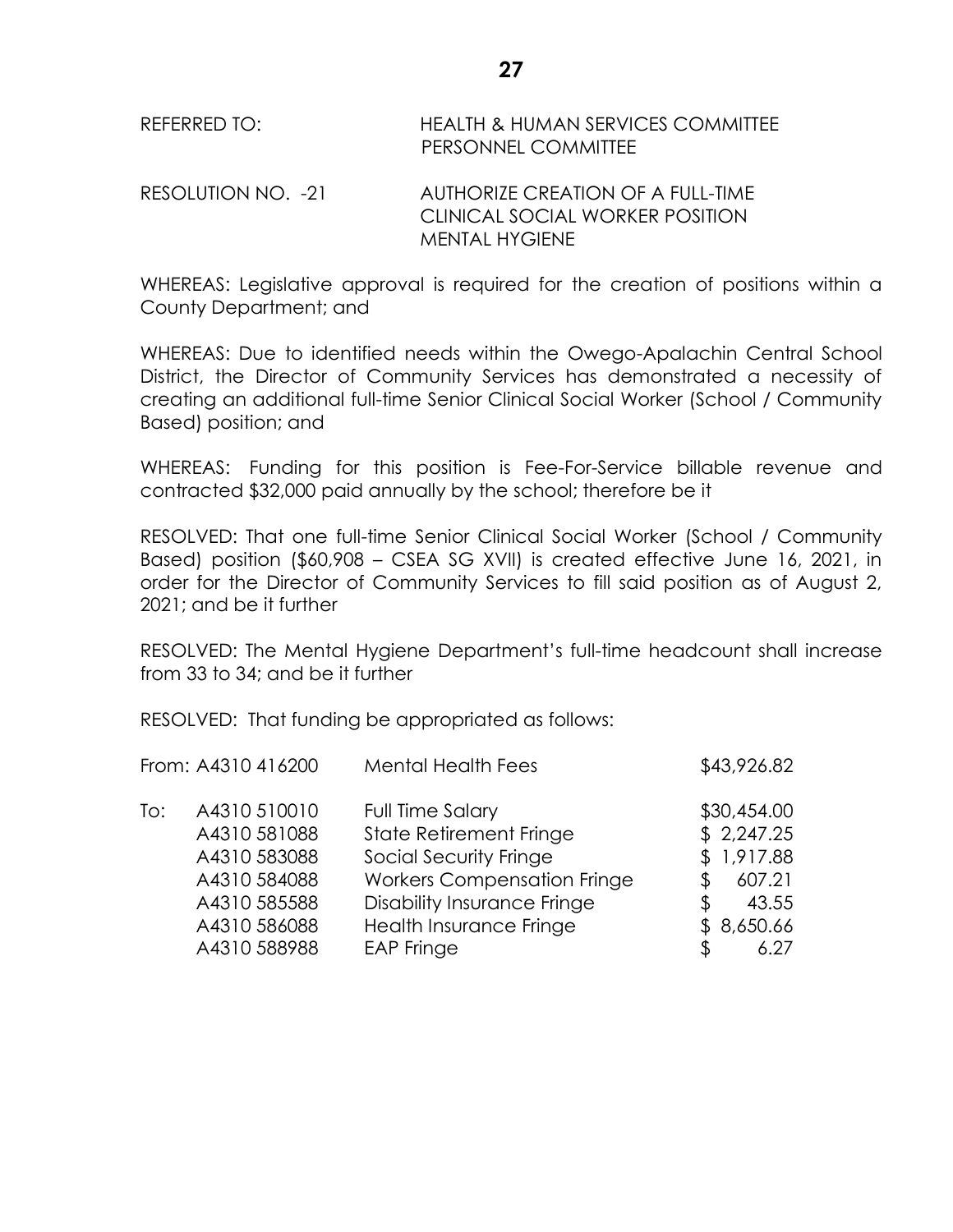REFERRED TO: HEALTH & HUMAN SERVICES COMMITTEE
PERSONNEL COMMITTEE

RESOLUTION NO. -21 AUTHORIZE CREATION OF A FULL-TIME CLINICAL SOCIAL WORKER POSITION MENTAL HYGIENE

WHEREAS: Legislative approval is required for the creation of positions within a County Department; and

WHEREAS: Due to identified needs within the Owego-Apalachin Central School District, the Director of Community Services has demonstrated a necessity of creating an additional full-time Senior Clinical Social Worker (School / Community Based) position; and

WHEREAS: Funding for this position is Fee-For-Service billable revenue and contracted $32,000 paid annually by the school; therefore be it

RESOLVED: That one full-time Senior Clinical Social Worker (School / Community Based) position ($60,908 – CSEA SG XVII) is created effective June 16, 2021, in order for the Director of Community Services to fill said position as of August 2, 2021; and be it further

RESOLVED: The Mental Hygiene Department's full-time headcount shall increase from 33 to 34; and be it further

RESOLVED: That funding be appropriated as follows:

| | Account | Description | Amount |
|---|---|---|---|
| From: | A4310 416200 | Mental Health Fees | $43,926.82 |
| To: | A4310 510010 | Full Time Salary | $30,454.00 |
| | A4310 581088 | State Retirement Fringe | $ 2,247.25 |
| | A4310 583088 | Social Security Fringe | $ 1,917.88 |
| | A4310 584088 | Workers Compensation Fringe | $ 607.21 |
| | A4310 585588 | Disability Insurance Fringe | $ 43.55 |
| | A4310 586088 | Health Insurance Fringe | $ 8,650.66 |
| | A4310 588988 | EAP Fringe | $ 6.27 |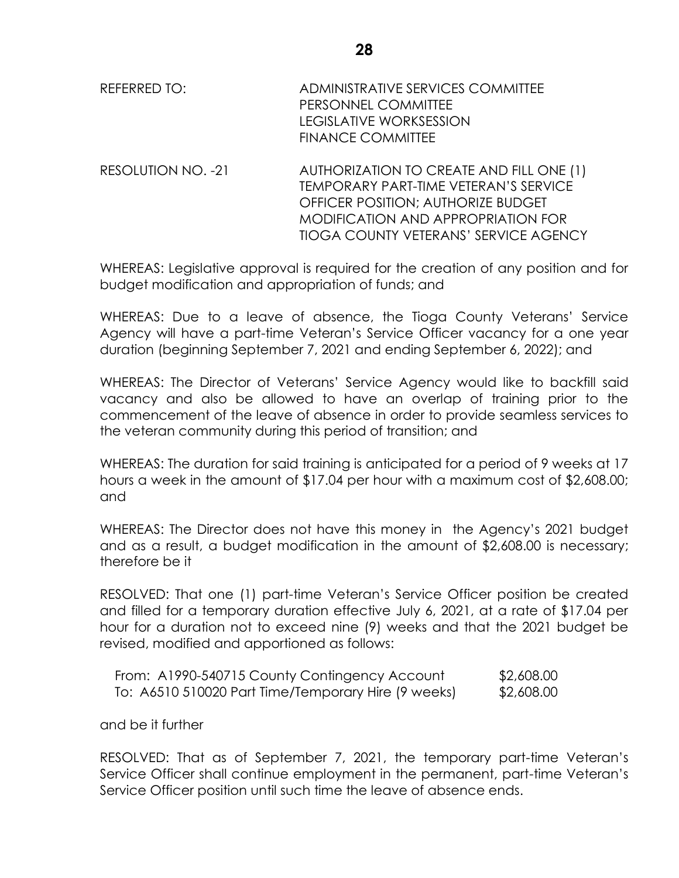REFERRED TO: ADMINISTRATIVE SERVICES COMMITTEE
PERSONNEL COMMITTEE
LEGISLATIVE WORKSESSION
FINANCE COMMITTEE

RESOLUTION NO. -21 AUTHORIZATION TO CREATE AND FILL ONE (1) TEMPORARY PART-TIME VETERAN'S SERVICE OFFICER POSITION; AUTHORIZE BUDGET MODIFICATION AND APPROPRIATION FOR TIOGA COUNTY VETERANS' SERVICE AGENCY

WHEREAS: Legislative approval is required for the creation of any position and for budget modification and appropriation of funds; and

WHEREAS: Due to a leave of absence, the Tioga County Veterans' Service Agency will have a part-time Veteran's Service Officer vacancy for a one year duration (beginning September 7, 2021 and ending September 6, 2022); and

WHEREAS: The Director of Veterans' Service Agency would like to backfill said vacancy and also be allowed to have an overlap of training prior to the commencement of the leave of absence in order to provide seamless services to the veteran community during this period of transition; and

WHEREAS: The duration for said training is anticipated for a period of 9 weeks at 17 hours a week in the amount of $17.04 per hour with a maximum cost of $2,608.00; and

WHEREAS: The Director does not have this money in the Agency's 2021 budget and as a result, a budget modification in the amount of $2,608.00 is necessary; therefore be it

RESOLVED: That one (1) part-time Veteran's Service Officer position be created and filled for a temporary duration effective July 6, 2021, at a rate of $17.04 per hour for a duration not to exceed nine (9) weeks and that the 2021 budget be revised, modified and apportioned as follows:

| | |
|---|---|
| From: A1990-540715 County Contingency Account | $2,608.00 |
| To: A6510 510020 Part Time/Temporary Hire (9 weeks) | $2,608.00 |

and be it further

RESOLVED: That as of September 7, 2021, the temporary part-time Veteran's Service Officer shall continue employment in the permanent, part-time Veteran's Service Officer position until such time the leave of absence ends.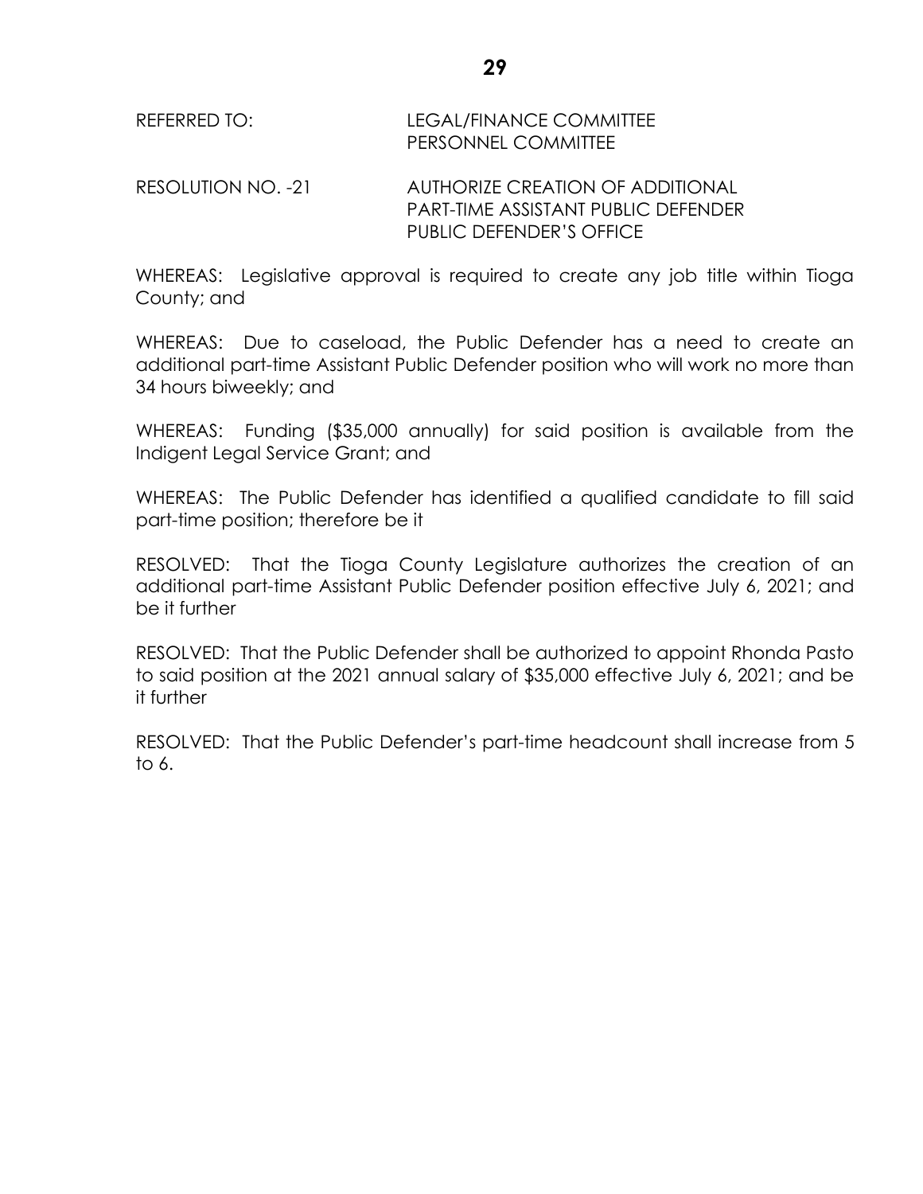REFERRED TO: LEGAL/FINANCE COMMITTEE
PERSONNEL COMMITTEE

RESOLUTION NO. -21 AUTHORIZE CREATION OF ADDITIONAL PART-TIME ASSISTANT PUBLIC DEFENDER PUBLIC DEFENDER'S OFFICE

WHEREAS: Legislative approval is required to create any job title within Tioga County; and

WHEREAS: Due to caseload, the Public Defender has a need to create an additional part-time Assistant Public Defender position who will work no more than 34 hours biweekly; and

WHEREAS: Funding ($35,000 annually) for said position is available from the Indigent Legal Service Grant; and

WHEREAS: The Public Defender has identified a qualified candidate to fill said part-time position; therefore be it

RESOLVED: That the Tioga County Legislature authorizes the creation of an additional part-time Assistant Public Defender position effective July 6, 2021; and be it further

RESOLVED: That the Public Defender shall be authorized to appoint Rhonda Pasto to said position at the 2021 annual salary of $35,000 effective July 6, 2021; and be it further

RESOLVED: That the Public Defender's part-time headcount shall increase from 5 to 6.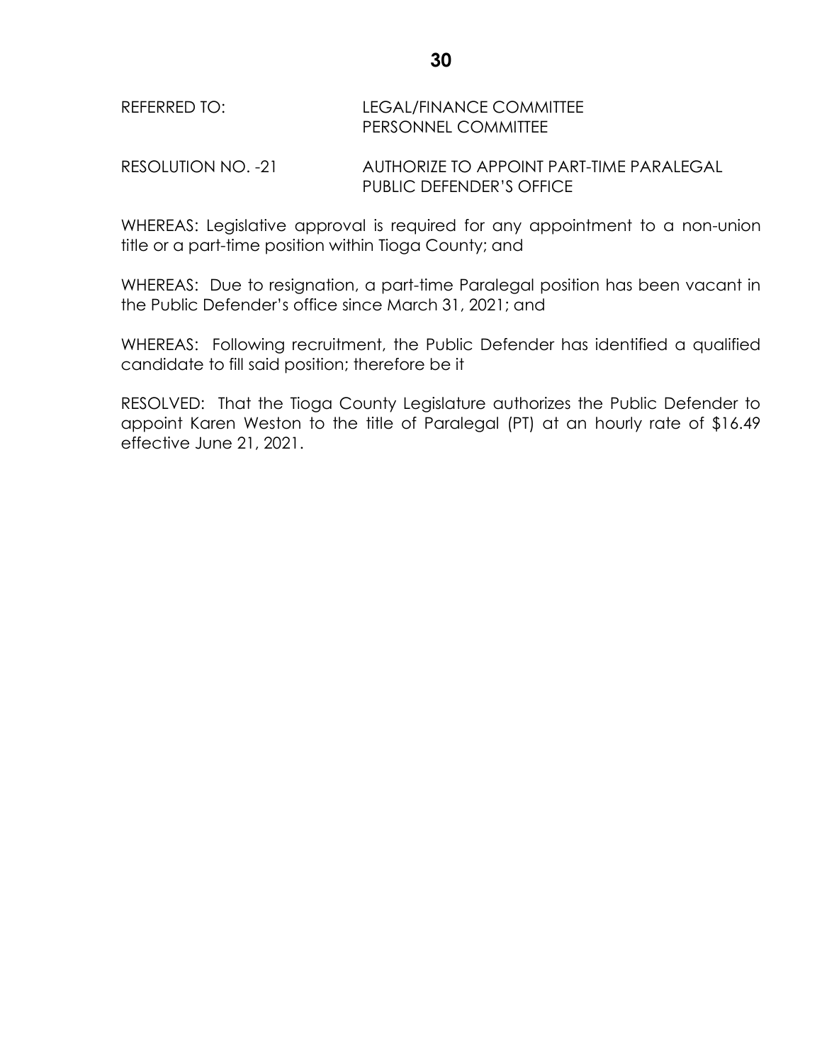REFERRED TO: LEGAL/FINANCE COMMITTEE
PERSONNEL COMMITTEE

RESOLUTION NO. -21 AUTHORIZE TO APPOINT PART-TIME PARALEGAL
PUBLIC DEFENDER'S OFFICE

WHEREAS: Legislative approval is required for any appointment to a non-union title or a part-time position within Tioga County; and

WHEREAS: Due to resignation, a part-time Paralegal position has been vacant in the Public Defender's office since March 31, 2021; and

WHEREAS: Following recruitment, the Public Defender has identified a qualified candidate to fill said position; therefore be it

RESOLVED: That the Tioga County Legislature authorizes the Public Defender to appoint Karen Weston to the title of Paralegal (PT) at an hourly rate of $16.49 effective June 21, 2021.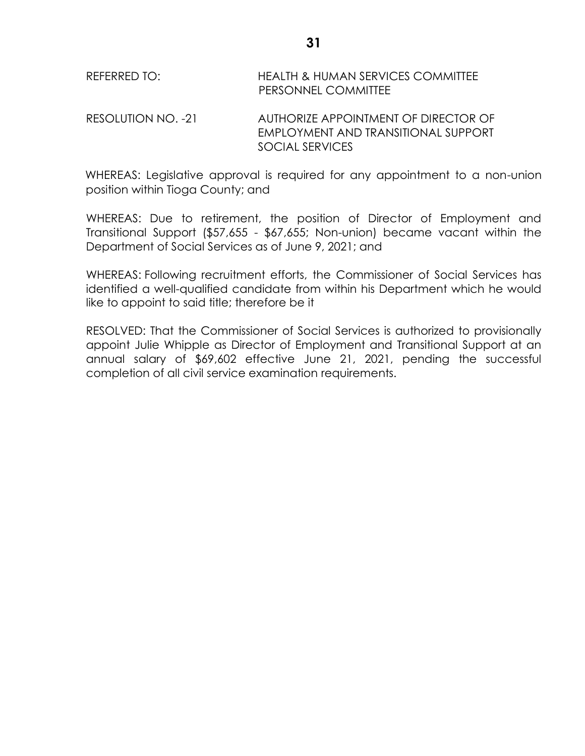REFERRED TO: HEALTH & HUMAN SERVICES COMMITTEE
PERSONNEL COMMITTEE

RESOLUTION NO. -21 AUTHORIZE APPOINTMENT OF DIRECTOR OF EMPLOYMENT AND TRANSITIONAL SUPPORT SOCIAL SERVICES

WHEREAS: Legislative approval is required for any appointment to a non-union position within Tioga County; and

WHEREAS: Due to retirement, the position of Director of Employment and Transitional Support ($57,655 - $67,655; Non-union) became vacant within the Department of Social Services as of June 9, 2021; and

WHEREAS: Following recruitment efforts, the Commissioner of Social Services has identified a well-qualified candidate from within his Department which he would like to appoint to said title; therefore be it

RESOLVED: That the Commissioner of Social Services is authorized to provisionally appoint Julie Whipple as Director of Employment and Transitional Support at an annual salary of $69,602 effective June 21, 2021, pending the successful completion of all civil service examination requirements.